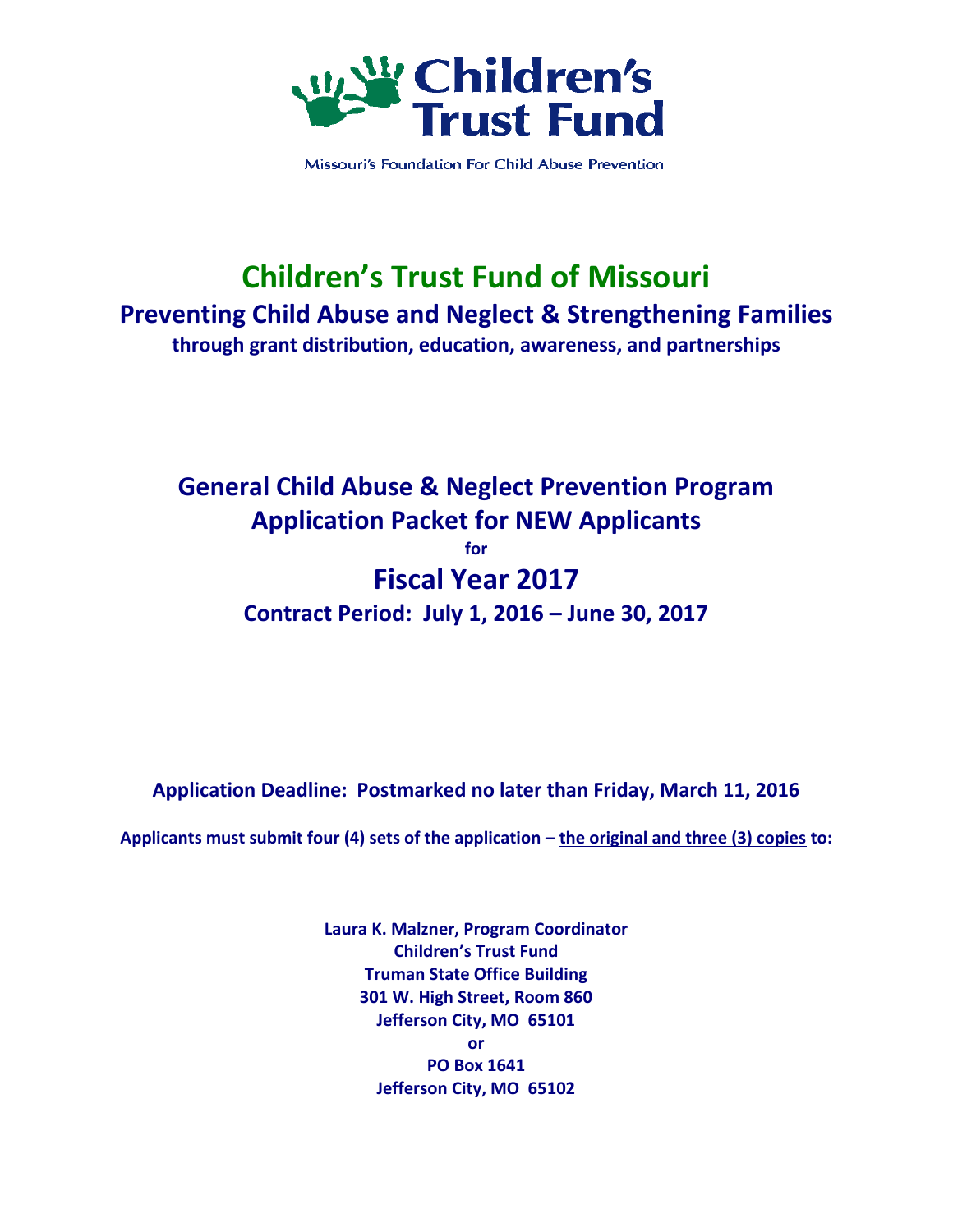Children's Trust Fund

Missouri's Foundation For Child Abuse Prevention

# Children's Trust Fund of Missouri

## Preventing Child Abuse and Neglect & Strengthening Families

**through grant distribution, education, awareness, and partnerships**

## General Child Abuse & Neglect Prevention Program
## Application Packet for NEW Applicants

**for**

# Fiscal Year 2017

**Contract Period: July 1, 2016 – June 30, 2017**

**Application Deadline: Postmarked no later than Friday, March 11, 2016**

**Applicants must submit four (4) sets of the application – the original and three (3) copies to:**

**Laura K. Malzner, Program Coordinator**
**Children's Trust Fund**
**Truman State Office Building**
**301 W. High Street, Room 860**
**Jefferson City, MO 65101**
**or**
**PO Box 1641**
**Jefferson City, MO 65102**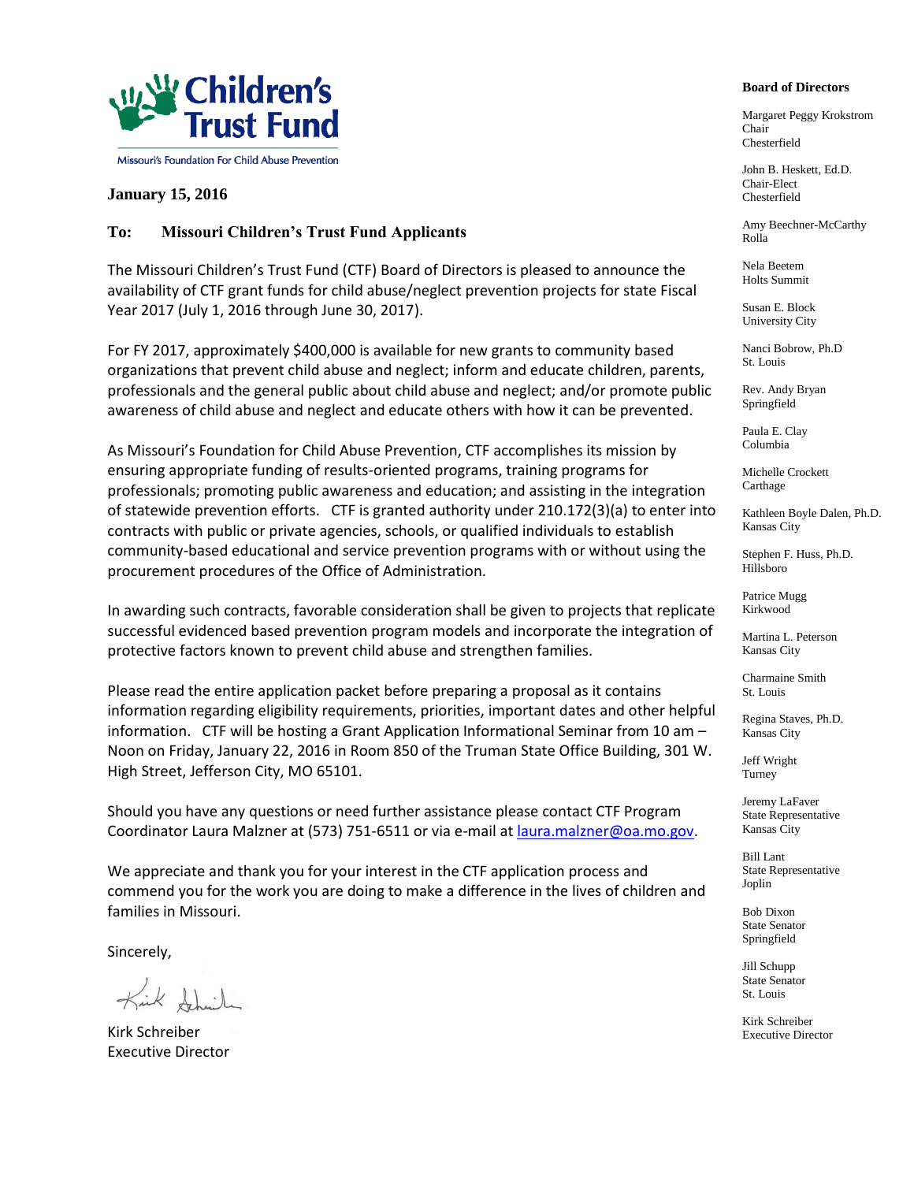**Children's Trust Fund**

Missouri's Foundation For Child Abuse Prevention

**January 15, 2016**

**To: Missouri Children's Trust Fund Applicants**

The Missouri Children's Trust Fund (CTF) Board of Directors is pleased to announce the availability of CTF grant funds for child abuse/neglect prevention projects for state Fiscal Year 2017 (July 1, 2016 through June 30, 2017).

For FY 2017, approximately $400,000 is available for new grants to community based organizations that prevent child abuse and neglect; inform and educate children, parents, professionals and the general public about child abuse and neglect; and/or promote public awareness of child abuse and neglect and educate others with how it can be prevented.

As Missouri's Foundation for Child Abuse Prevention, CTF accomplishes its mission by ensuring appropriate funding of results-oriented programs, training programs for professionals; promoting public awareness and education; and assisting in the integration of statewide prevention efforts. CTF is granted authority under 210.172(3)(a) to enter into contracts with public or private agencies, schools, or qualified individuals to establish community-based educational and service prevention programs with or without using the procurement procedures of the Office of Administration.

In awarding such contracts, favorable consideration shall be given to projects that replicate successful evidenced based prevention program models and incorporate the integration of protective factors known to prevent child abuse and strengthen families.

Please read the entire application packet before preparing a proposal as it contains information regarding eligibility requirements, priorities, important dates and other helpful information. CTF will be hosting a Grant Application Informational Seminar from 10 am – Noon on Friday, January 22, 2016 in Room 850 of the Truman State Office Building, 301 W. High Street, Jefferson City, MO 65101.

Should you have any questions or need further assistance please contact CTF Program Coordinator Laura Malzner at (573) 751-6511 or via e-mail at laura.malzner@oa.mo.gov.

We appreciate and thank you for your interest in the CTF application process and commend you for the work you are doing to make a difference in the lives of children and families in Missouri.

Sincerely,

Kirk Schreiber
Executive Director

**Board of Directors**

Margaret Peggy Krokstrom
Chair
Chesterfield

John B. Heskett, Ed.D.
Chair-Elect
Chesterfield

Amy Beechner-McCarthy
Rolla

Nela Beetem
Holts Summit

Susan E. Block
University City

Nanci Bobrow, Ph.D
St. Louis

Rev. Andy Bryan
Springfield

Paula E. Clay
Columbia

Michelle Crockett
Carthage

Kathleen Boyle Dalen, Ph.D.
Kansas City

Stephen F. Huss, Ph.D.
Hillsboro

Patrice Mugg
Kirkwood

Martina L. Peterson
Kansas City

Charmaine Smith
St. Louis

Regina Staves, Ph.D.
Kansas City

Jeff Wright
Turney

Jeremy LaFaver
State Representative
Kansas City

Bill Lant
State Representative
Joplin

Bob Dixon
State Senator
Springfield

Jill Schupp
State Senator
St. Louis

Kirk Schreiber
Executive Director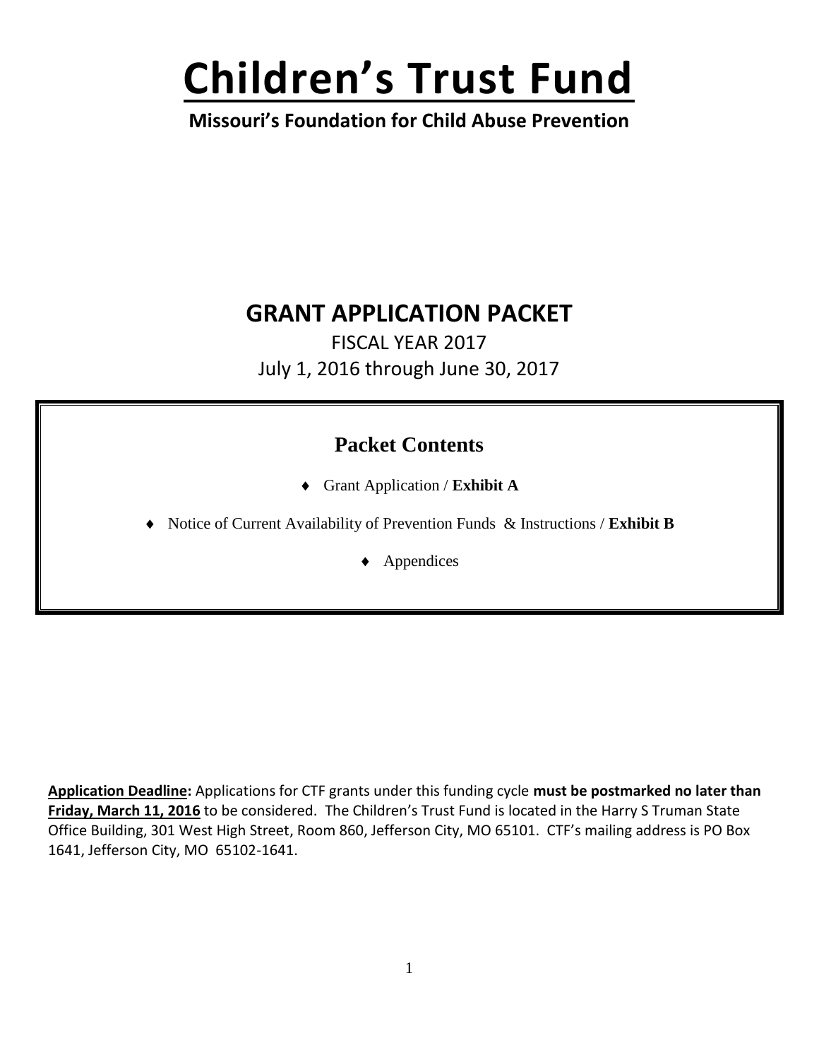# Children's Trust Fund

**Missouri's Foundation for Child Abuse Prevention**

## GRANT APPLICATION PACKET

FISCAL YEAR 2017

July 1, 2016 through June 30, 2017

### Packet Contents

- Grant Application / **Exhibit A**
- Notice of Current Availability of Prevention Funds & Instructions / **Exhibit B**
- Appendices

**Application Deadline:** Applications for CTF grants under this funding cycle **must be postmarked no later than Friday, March 11, 2016** to be considered. The Children's Trust Fund is located in the Harry S Truman State Office Building, 301 West High Street, Room 860, Jefferson City, MO 65101. CTF's mailing address is PO Box 1641, Jefferson City, MO 65102-1641.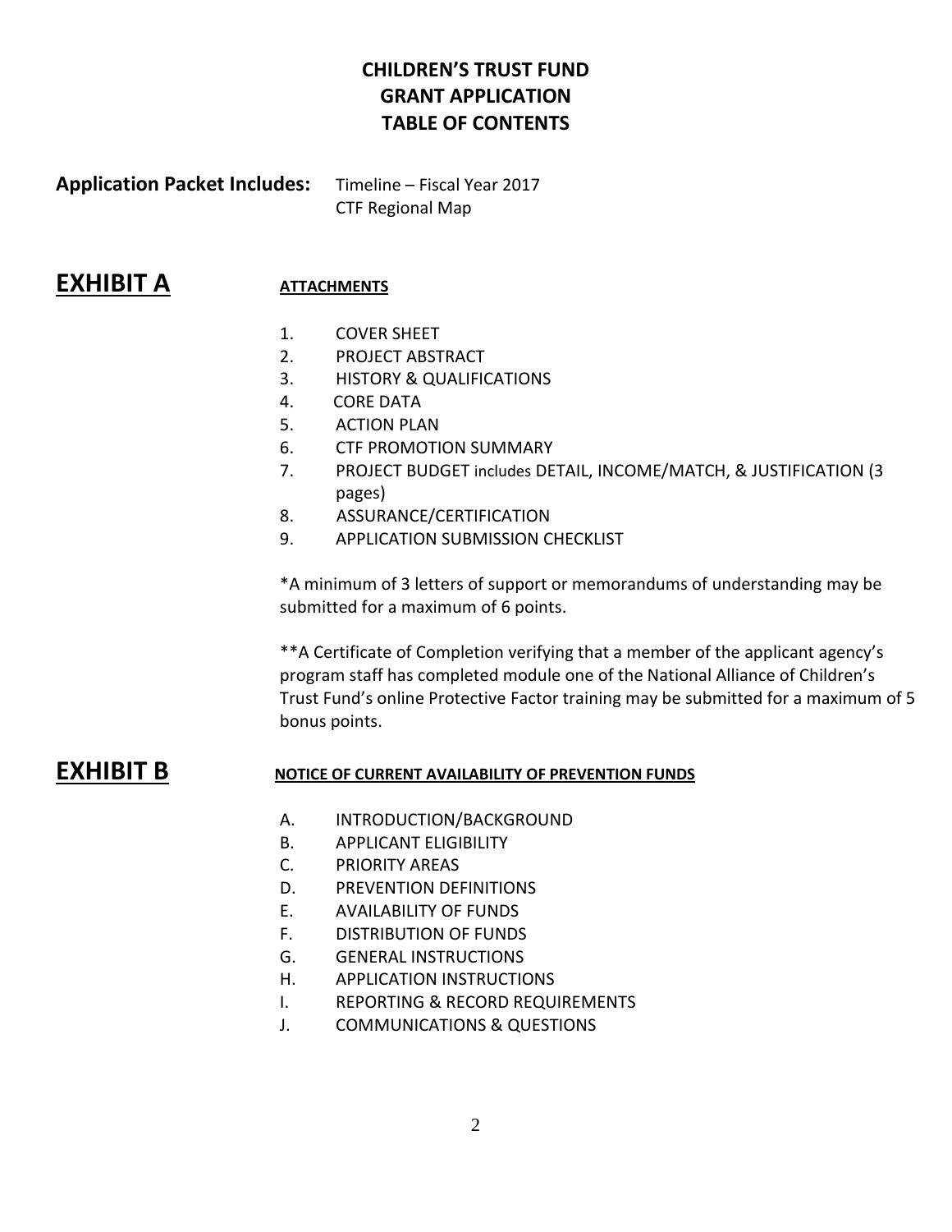# CHILDREN'S TRUST FUND
# GRANT APPLICATION
# TABLE OF CONTENTS

**Application Packet Includes:** Timeline – Fiscal Year 2017
CTF Regional Map

## EXHIBIT A

**ATTACHMENTS**

1. COVER SHEET
2. PROJECT ABSTRACT
3. HISTORY & QUALIFICATIONS
4. CORE DATA
5. ACTION PLAN
6. CTF PROMOTION SUMMARY
7. PROJECT BUDGET includes DETAIL, INCOME/MATCH, & JUSTIFICATION (3 pages)
8. ASSURANCE/CERTIFICATION
9. APPLICATION SUBMISSION CHECKLIST

*A minimum of 3 letters of support or memorandums of understanding may be submitted for a maximum of 6 points.

**A Certificate of Completion verifying that a member of the applicant agency's program staff has completed module one of the National Alliance of Children's Trust Fund's online Protective Factor training may be submitted for a maximum of 5 bonus points.

## EXHIBIT B

**NOTICE OF CURRENT AVAILABILITY OF PREVENTION FUNDS**

A. INTRODUCTION/BACKGROUND
B. APPLICANT ELIGIBILITY
C. PRIORITY AREAS
D. PREVENTION DEFINITIONS
E. AVAILABILITY OF FUNDS
F. DISTRIBUTION OF FUNDS
G. GENERAL INSTRUCTIONS
H. APPLICATION INSTRUCTIONS
I. REPORTING & RECORD REQUIREMENTS
J. COMMUNICATIONS & QUESTIONS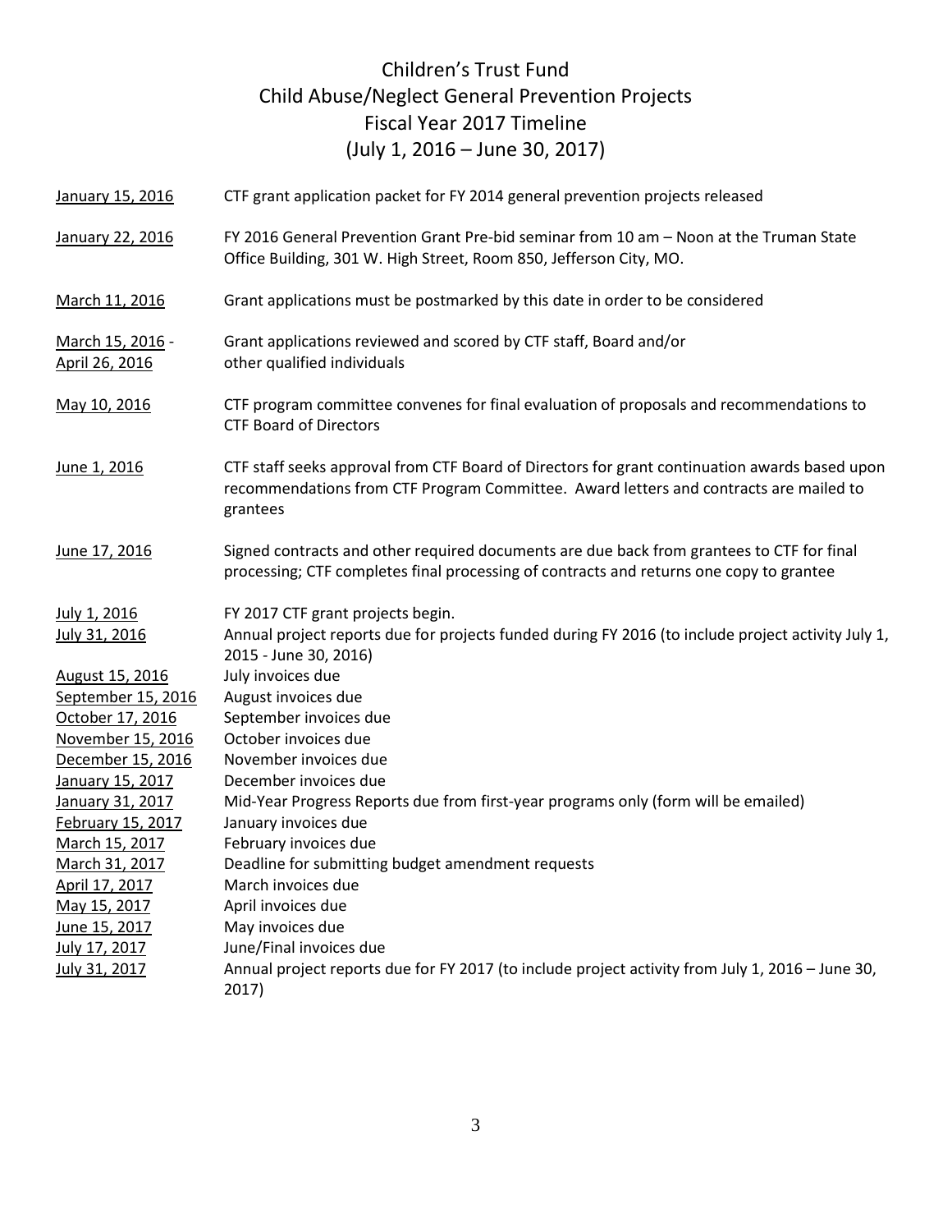# Children's Trust Fund
# Child Abuse/Neglect General Prevention Projects
# Fiscal Year 2017 Timeline
# (July 1, 2016 – June 30, 2017)

| Date | Event |
|---|---|
| January 15, 2016 | CTF grant application packet for FY 2014 general prevention projects released |
| January 22, 2016 | FY 2016 General Prevention Grant Pre-bid seminar from 10 am – Noon at the Truman State Office Building, 301 W. High Street, Room 850, Jefferson City, MO. |
| March 11, 2016 | Grant applications must be postmarked by this date in order to be considered |
| March 15, 2016 - April 26, 2016 | Grant applications reviewed and scored by CTF staff, Board and/or other qualified individuals |
| May 10, 2016 | CTF program committee convenes for final evaluation of proposals and recommendations to CTF Board of Directors |
| June 1, 2016 | CTF staff seeks approval from CTF Board of Directors for grant continuation awards based upon recommendations from CTF Program Committee. Award letters and contracts are mailed to grantees |
| June 17, 2016 | Signed contracts and other required documents are due back from grantees to CTF for final processing; CTF completes final processing of contracts and returns one copy to grantee |
| July 1, 2016 | FY 2017 CTF grant projects begin. |
| July 31, 2016 | Annual project reports due for projects funded during FY 2016 (to include project activity July 1, 2015 - June 30, 2016) |
| August 15, 2016 | July invoices due |
| September 15, 2016 | August invoices due |
| October 17, 2016 | September invoices due |
| November 15, 2016 | October invoices due |
| December 15, 2016 | November invoices due |
| January 15, 2017 | December invoices due |
| January 31, 2017 | Mid-Year Progress Reports due from first-year programs only (form will be emailed) |
| February 15, 2017 | January invoices due |
| March 15, 2017 | February invoices due |
| March 31, 2017 | Deadline for submitting budget amendment requests |
| April 17, 2017 | March invoices due |
| May 15, 2017 | April invoices due |
| June 15, 2017 | May invoices due |
| July 17, 2017 | June/Final invoices due |
| July 31, 2017 | Annual project reports due for FY 2017 (to include project activity from July 1, 2016 – June 30, 2017) |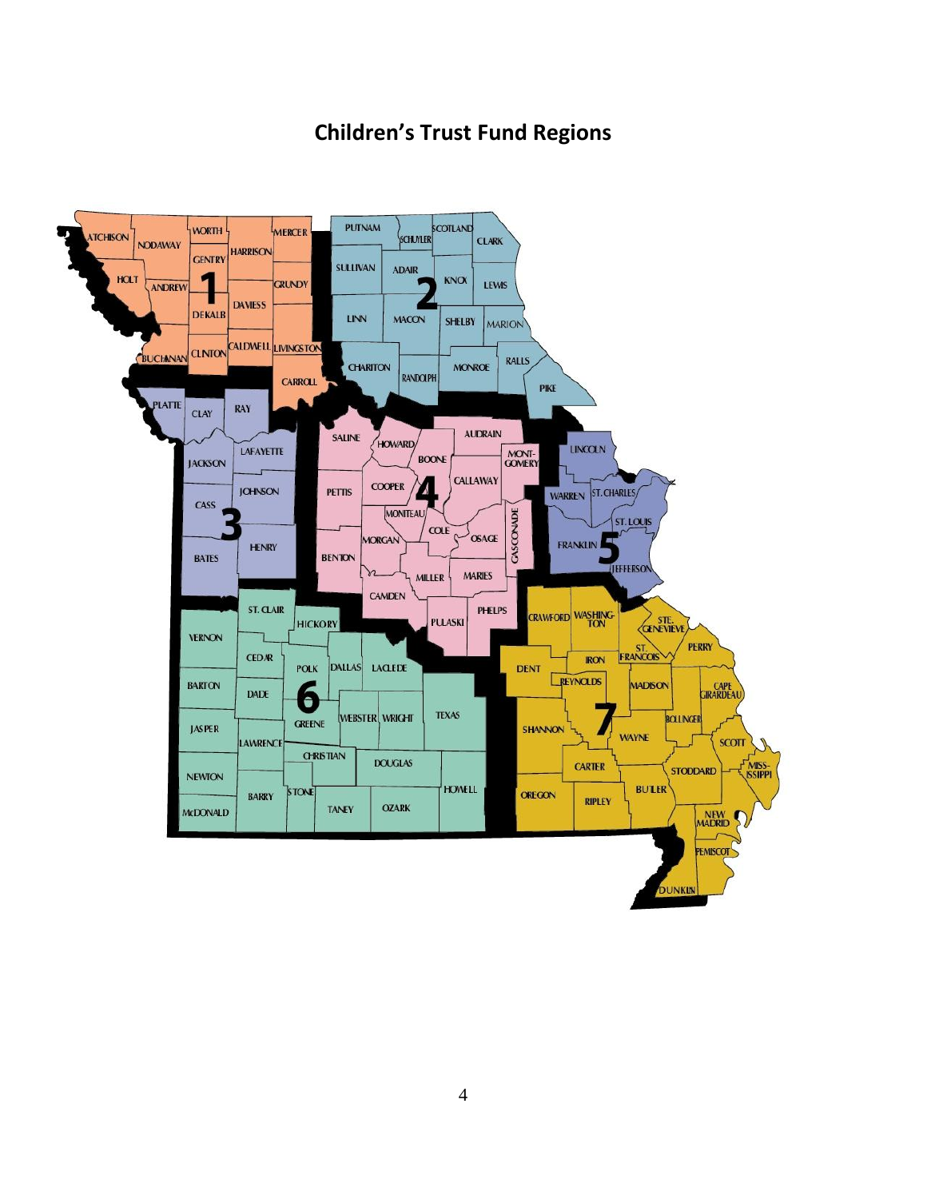## Children's Trust Fund Regions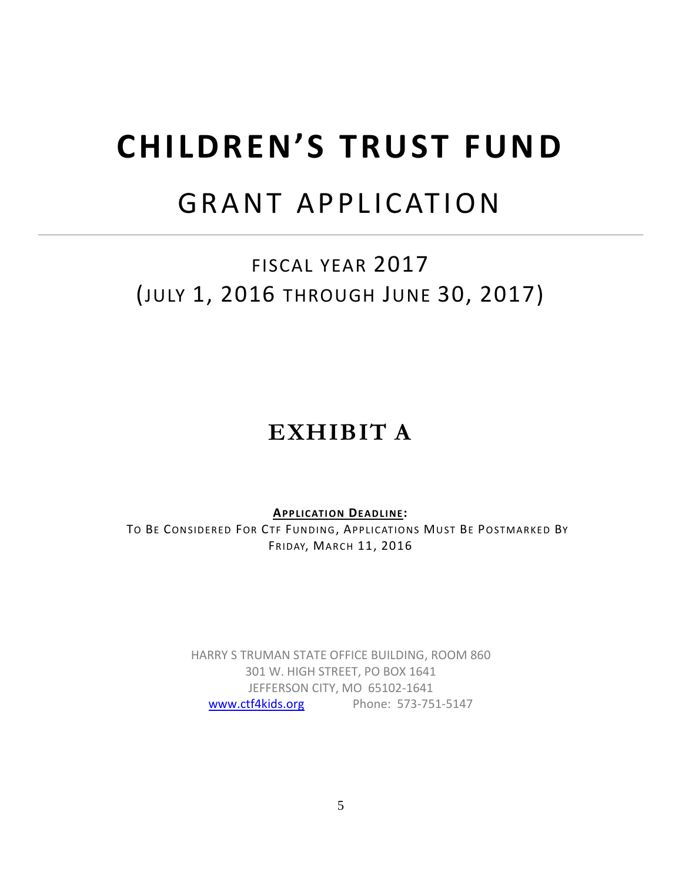# CHILDREN'S TRUST FUND

# GRANT APPLICATION

## FISCAL YEAR 2017 (JULY 1, 2016 THROUGH JUNE 30, 2017)

## EXHIBIT A

**APPLICATION DEADLINE:**

TO BE CONSIDERED FOR CTF FUNDING, APPLICATIONS MUST BE POSTMARKED BY FRIDAY, MARCH 11, 2016

HARRY S TRUMAN STATE OFFICE BUILDING, ROOM 860
301 W. HIGH STREET, PO BOX 1641
JEFFERSON CITY, MO 65102-1641
www.ctf4kids.org Phone: 573-751-5147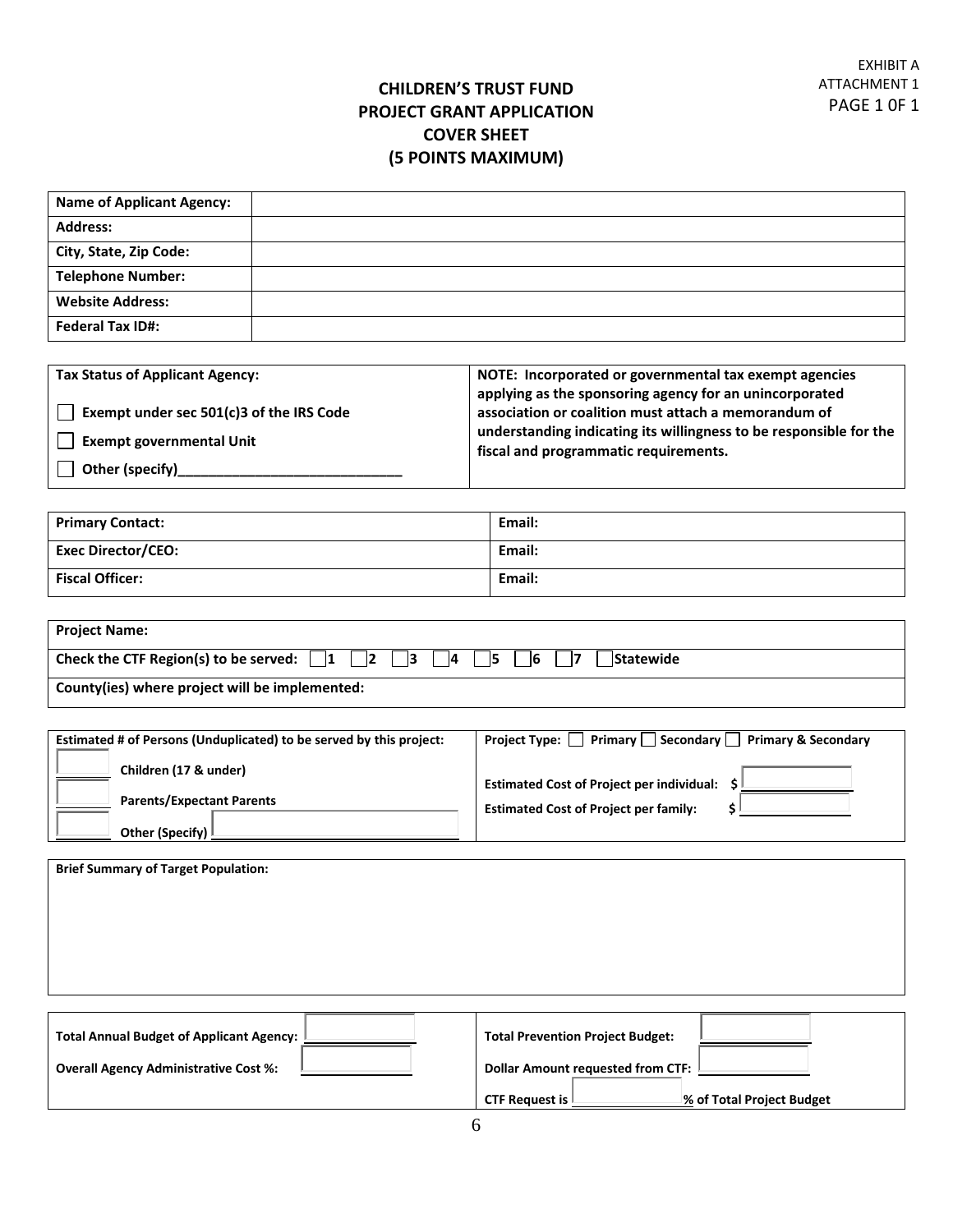EXHIBIT A
ATTACHMENT 1
PAGE 1 0F 1

# CHILDREN'S TRUST FUND
# PROJECT GRANT APPLICATION
# COVER SHEET
# (5 POINTS MAXIMUM)

| **Name of Applicant Agency:** | |
|---|---|
| **Address:** | |
| **City, State, Zip Code:** | |
| **Telephone Number:** | |
| **Website Address:** | |
| **Federal Tax ID#:** | |

| **Tax Status of Applicant Agency:** | **NOTE: Incorporated or governmental tax exempt agencies applying as the sponsoring agency for an unincorporated association or coalition must attach a memorandum of understanding indicating its willingness to be responsible for the fiscal and programmatic requirements.** |
|---|---|
| ☐ **Exempt under sec 501(c)3 of the IRS Code**<br>☐ **Exempt governmental Unit**<br>☐ **Other (specify)_____________________________** | |

| **Primary Contact:** | **Email:** |
|---|---|
| **Exec Director/CEO:** | **Email:** |
| **Fiscal Officer:** | **Email:** |

| **Project Name:** |
|---|
| **Check the CTF Region(s) to be served:** ☐ **1** ☐ **2** ☐ **3** ☐ **4** ☐ **5** ☐ **6** ☐ **7** ☐ **Statewide** |
| **County(ies) where project will be implemented:** |

| **Estimated # of Persons (Unduplicated) to be served by this project:** | **Project Type:** ☐ **Primary** ☐ **Secondary** ☐ **Primary & Secondary** |
|---|---|
| ______ **Children (17 & under)**<br>______ **Parents/Expectant Parents**<br>______ **Other (Specify)** ______________ | **Estimated Cost of Project per individual: $** ______<br>**Estimated Cost of Project per family: $** ______ |

| **Brief Summary of Target Population:** |
|---|
| |

| **Total Annual Budget of Applicant Agency:** ______ | **Total Prevention Project Budget:** ______ |
|---|---|
| **Overall Agency Administrative Cost %:** ______ | **Dollar Amount requested from CTF:** ______ |
| | **CTF Request is** ______ **% of Total Project Budget** |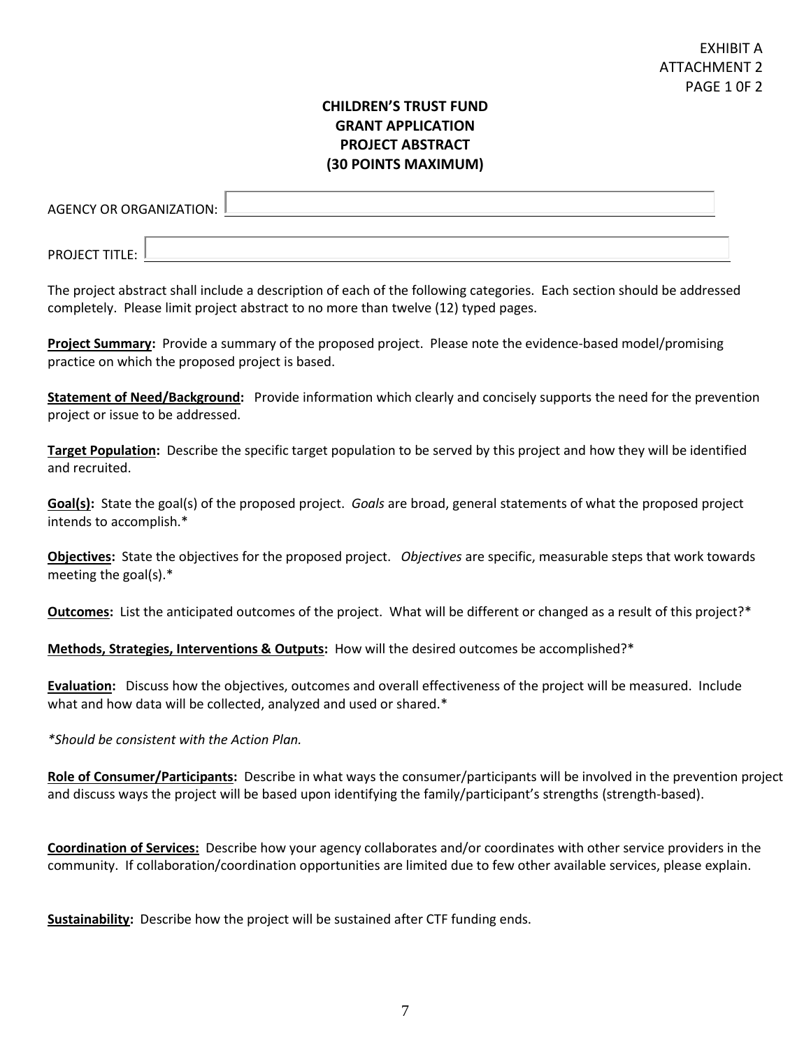EXHIBIT A
ATTACHMENT 2
PAGE 1 0F 2

# CHILDREN'S TRUST FUND GRANT APPLICATION PROJECT ABSTRACT (30 POINTS MAXIMUM)

AGENCY OR ORGANIZATION: ______________________________

PROJECT TITLE: ______________________________

The project abstract shall include a description of each of the following categories. Each section should be addressed completely. Please limit project abstract to no more than twelve (12) typed pages.

**Project Summary:** Provide a summary of the proposed project. Please note the evidence-based model/promising practice on which the proposed project is based.

**Statement of Need/Background:** Provide information which clearly and concisely supports the need for the prevention project or issue to be addressed.

**Target Population:** Describe the specific target population to be served by this project and how they will be identified and recruited.

**Goal(s):** State the goal(s) of the proposed project. *Goals* are broad, general statements of what the proposed project intends to accomplish.*

**Objectives:** State the objectives for the proposed project. *Objectives* are specific, measurable steps that work towards meeting the goal(s).*

**Outcomes:** List the anticipated outcomes of the project. What will be different or changed as a result of this project?*

**Methods, Strategies, Interventions & Outputs:** How will the desired outcomes be accomplished?*

**Evaluation:** Discuss how the objectives, outcomes and overall effectiveness of the project will be measured. Include what and how data will be collected, analyzed and used or shared.*

*\*Should be consistent with the Action Plan.*

**Role of Consumer/Participants:** Describe in what ways the consumer/participants will be involved in the prevention project and discuss ways the project will be based upon identifying the family/participant's strengths (strength-based).

**Coordination of Services:** Describe how your agency collaborates and/or coordinates with other service providers in the community. If collaboration/coordination opportunities are limited due to few other available services, please explain.

**Sustainability:** Describe how the project will be sustained after CTF funding ends.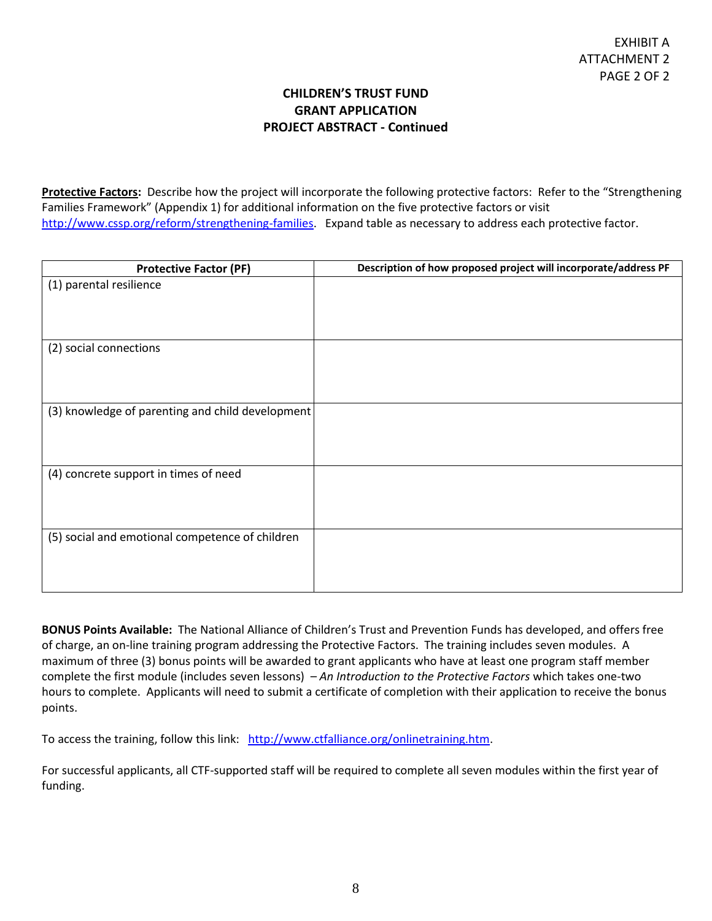EXHIBIT A
ATTACHMENT 2
PAGE 2 OF 2

# CHILDREN'S TRUST FUND
# GRANT APPLICATION
# PROJECT ABSTRACT - Continued

**Protective Factors:** Describe how the project will incorporate the following protective factors: Refer to the "Strengthening Families Framework" (Appendix 1) for additional information on the five protective factors or visit http://www.cssp.org/reform/strengthening-families. Expand table as necessary to address each protective factor.

| Protective Factor (PF) | Description of how proposed project will incorporate/address PF |
|---|---|
| (1) parental resilience | |
| (2) social connections | |
| (3) knowledge of parenting and child development | |
| (4) concrete support in times of need | |
| (5) social and emotional competence of children | |

**BONUS Points Available:** The National Alliance of Children's Trust and Prevention Funds has developed, and offers free of charge, an on-line training program addressing the Protective Factors. The training includes seven modules. A maximum of three (3) bonus points will be awarded to grant applicants who have at least one program staff member complete the first module (includes seven lessons) – *An Introduction to the Protective Factors* which takes one-two hours to complete. Applicants will need to submit a certificate of completion with their application to receive the bonus points.

To access the training, follow this link: http://www.ctfalliance.org/onlinetraining.htm.

For successful applicants, all CTF-supported staff will be required to complete all seven modules within the first year of funding.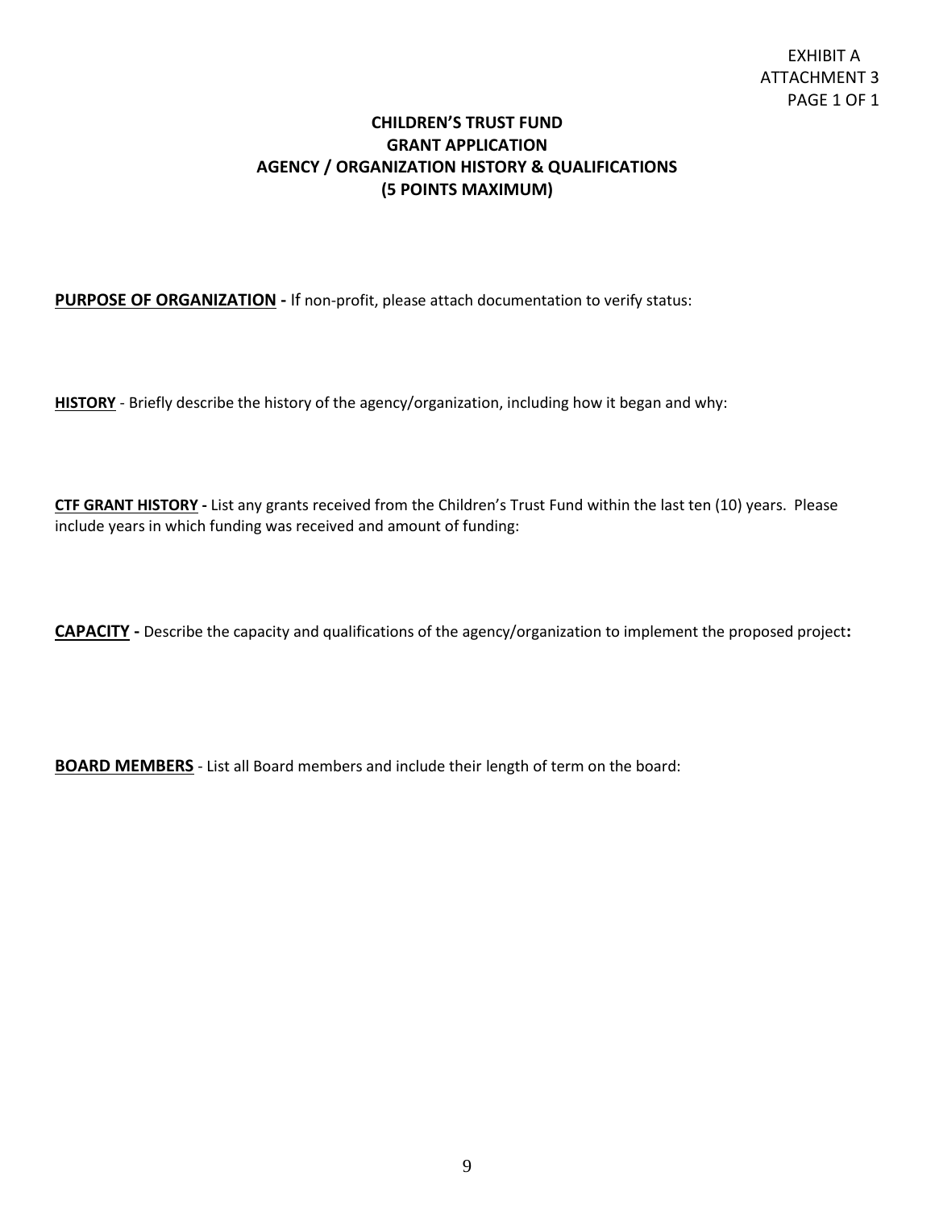EXHIBIT A
ATTACHMENT 3
PAGE 1 OF 1

**CHILDREN'S TRUST FUND**
**GRANT APPLICATION**
**AGENCY / ORGANIZATION HISTORY & QUALIFICATIONS**
**(5 POINTS MAXIMUM)**

**PURPOSE OF ORGANIZATION -** If non-profit, please attach documentation to verify status:

**HISTORY** - Briefly describe the history of the agency/organization, including how it began and why:

**CTF GRANT HISTORY -** List any grants received from the Children's Trust Fund within the last ten (10) years. Please include years in which funding was received and amount of funding:

**CAPACITY -** Describe the capacity and qualifications of the agency/organization to implement the proposed project**:**

**BOARD MEMBERS** - List all Board members and include their length of term on the board: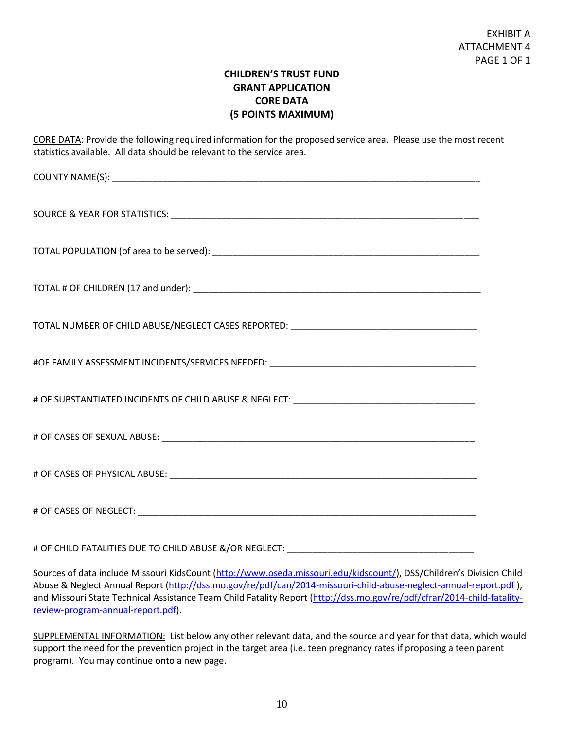EXHIBIT A
ATTACHMENT 4
PAGE 1 OF 1

**CHILDREN'S TRUST FUND**
**GRANT APPLICATION**
**CORE DATA**
**(5 POINTS MAXIMUM)**

CORE DATA: Provide the following required information for the proposed service area. Please use the most recent statistics available. All data should be relevant to the service area.

COUNTY NAME(S): ___________________________________________________________________________

SOURCE & YEAR FOR STATISTICS: _________________________________________________________________

TOTAL POPULATION (of area to be served): ____________________________________________________

TOTAL # OF CHILDREN (17 and under): ________________________________________________________

TOTAL NUMBER OF CHILD ABUSE/NEGLECT CASES REPORTED: ___________________________________

#OF FAMILY ASSESSMENT INCIDENTS/SERVICES NEEDED: ______________________________________

# OF SUBSTANTIATED INCIDENTS OF CHILD ABUSE & NEGLECT: __________________________________

# OF CASES OF SEXUAL ABUSE: ____________________________________________________________

# OF CASES OF PHYSICAL ABUSE: ___________________________________________________________

# OF CASES OF NEGLECT: _________________________________________________________________

# OF CHILD FATALITIES DUE TO CHILD ABUSE &/OR NEGLECT: ___________________________________

Sources of data include Missouri KidsCount (http://www.oseda.missouri.edu/kidscount/), DSS/Children's Division Child Abuse & Neglect Annual Report (http://dss.mo.gov/re/pdf/can/2014-missouri-child-abuse-neglect-annual-report.pdf ), and Missouri State Technical Assistance Team Child Fatality Report (http://dss.mo.gov/re/pdf/cfrar/2014-child-fatality-review-program-annual-report.pdf).

SUPPLEMENTAL INFORMATION: List below any other relevant data, and the source and year for that data, which would support the need for the prevention project in the target area (i.e. teen pregnancy rates if proposing a teen parent program). You may continue onto a new page.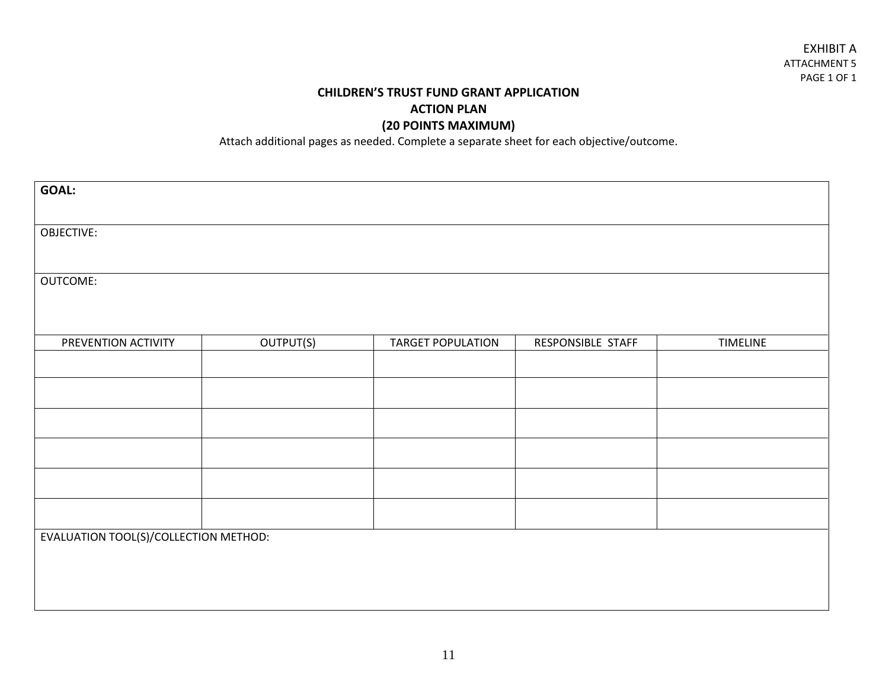EXHIBIT A
ATTACHMENT 5
PAGE 1 OF 1

# CHILDREN'S TRUST FUND GRANT APPLICATION
## ACTION PLAN
## (20 POINTS MAXIMUM)

Attach additional pages as needed. Complete a separate sheet for each objective/outcome.

**GOAL:**

OBJECTIVE:

OUTCOME:

| PREVENTION ACTIVITY | OUTPUT(S) | TARGET POPULATION | RESPONSIBLE STAFF | TIMELINE |
|---|---|---|---|---|
| | | | | |
| | | | | |
| | | | | |
| | | | | |
| | | | | |
| | | | | |

EVALUATION TOOL(S)/COLLECTION METHOD: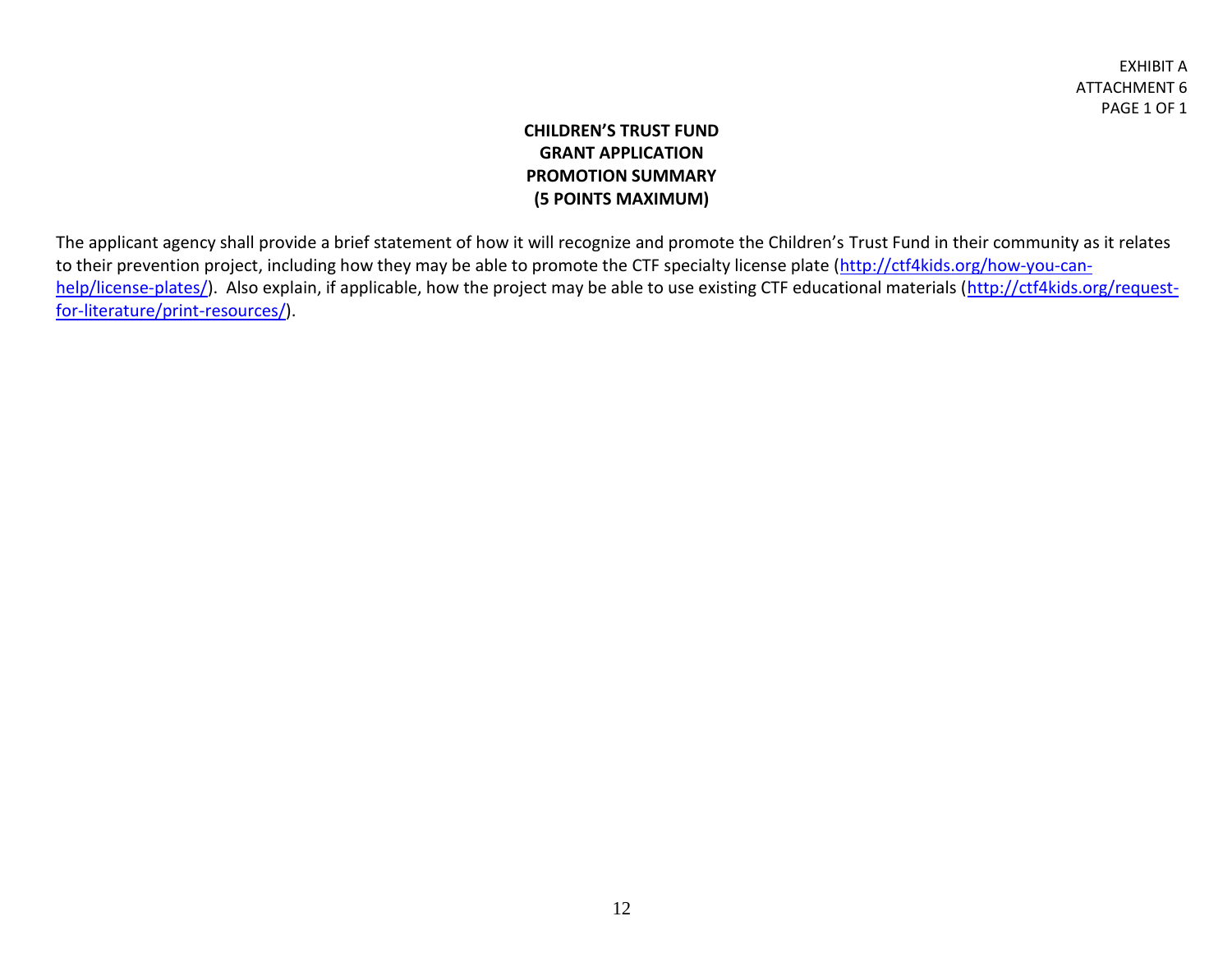EXHIBIT A
ATTACHMENT 6
PAGE 1 OF 1

**CHILDREN'S TRUST FUND**
**GRANT APPLICATION**
**PROMOTION SUMMARY**
**(5 POINTS MAXIMUM)**

The applicant agency shall provide a brief statement of how it will recognize and promote the Children's Trust Fund in their community as it relates to their prevention project, including how they may be able to promote the CTF specialty license plate ([http://ctf4kids.org/how-you-can-help/license-plates/](http://ctf4kids.org/how-you-can-help/license-plates/)). Also explain, if applicable, how the project may be able to use existing CTF educational materials ([http://ctf4kids.org/request-for-literature/print-resources/](http://ctf4kids.org/request-for-literature/print-resources/)).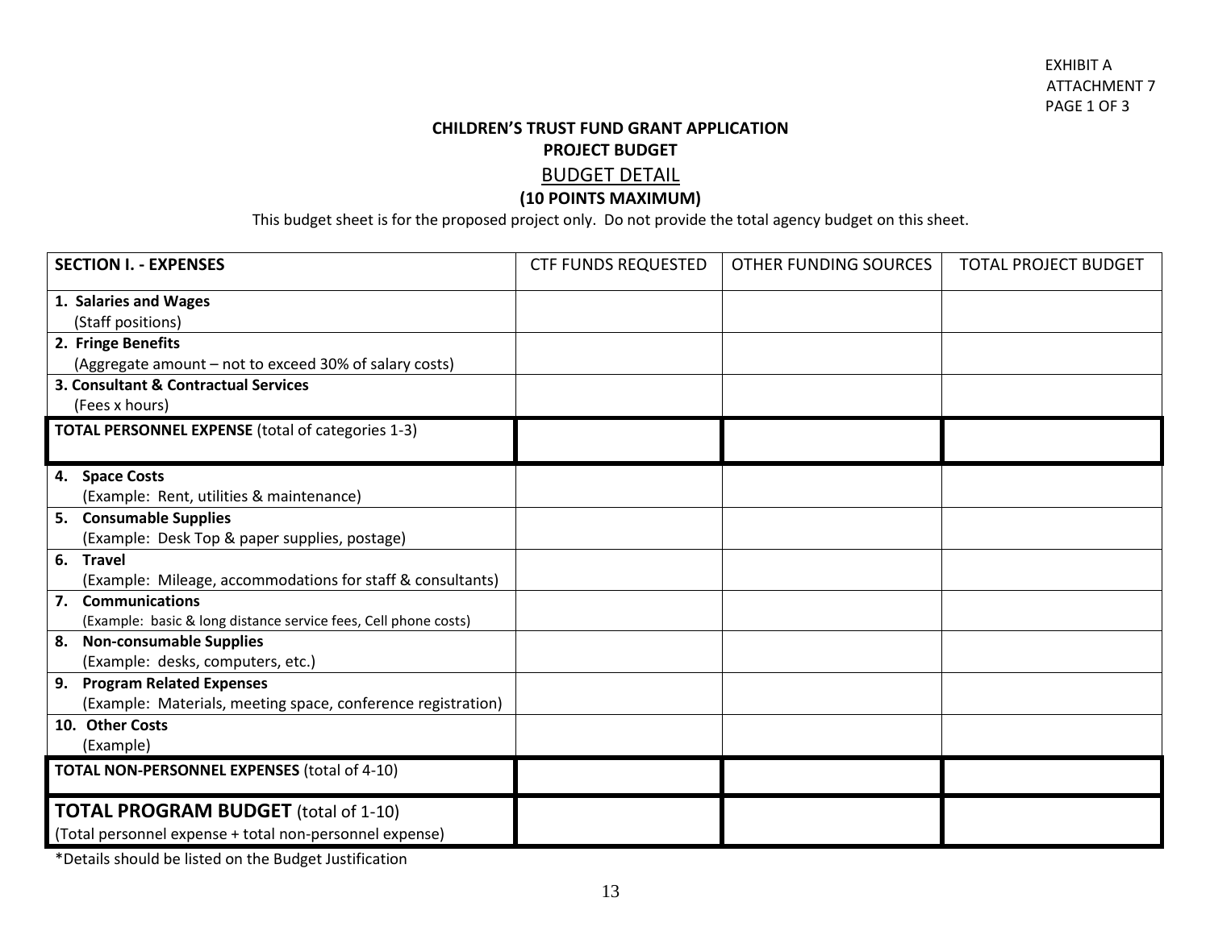EXHIBIT A
ATTACHMENT 7
PAGE 1 OF 3

## CHILDREN'S TRUST FUND GRANT APPLICATION

## PROJECT BUDGET

### BUDGET DETAIL

**(10 POINTS MAXIMUM)**

This budget sheet is for the proposed project only. Do not provide the total agency budget on this sheet.

| **SECTION I. - EXPENSES** | CTF FUNDS REQUESTED | OTHER FUNDING SOURCES | TOTAL PROJECT BUDGET |
|---|---|---|---|
| **1. Salaries and Wages**<br>(Staff positions) | | | |
| **2. Fringe Benefits**<br>(Aggregate amount – not to exceed 30% of salary costs) | | | |
| **3. Consultant & Contractual Services**<br>(Fees x hours) | | | |
| **TOTAL PERSONNEL EXPENSE** (total of categories 1-3) | | | |
| **4. Space Costs**<br>(Example: Rent, utilities & maintenance) | | | |
| **5. Consumable Supplies**<br>(Example: Desk Top & paper supplies, postage) | | | |
| **6. Travel**<br>(Example: Mileage, accommodations for staff & consultants) | | | |
| **7. Communications**<br>(Example: basic & long distance service fees, Cell phone costs) | | | |
| **8. Non-consumable Supplies**<br>(Example: desks, computers, etc.) | | | |
| **9. Program Related Expenses**<br>(Example: Materials, meeting space, conference registration) | | | |
| **10. Other Costs**<br>(Example) | | | |
| **TOTAL NON-PERSONNEL EXPENSES** (total of 4-10) | | | |
| **TOTAL PROGRAM BUDGET** (total of 1-10)<br>(Total personnel expense + total non-personnel expense) | | | |

*Details should be listed on the Budget Justification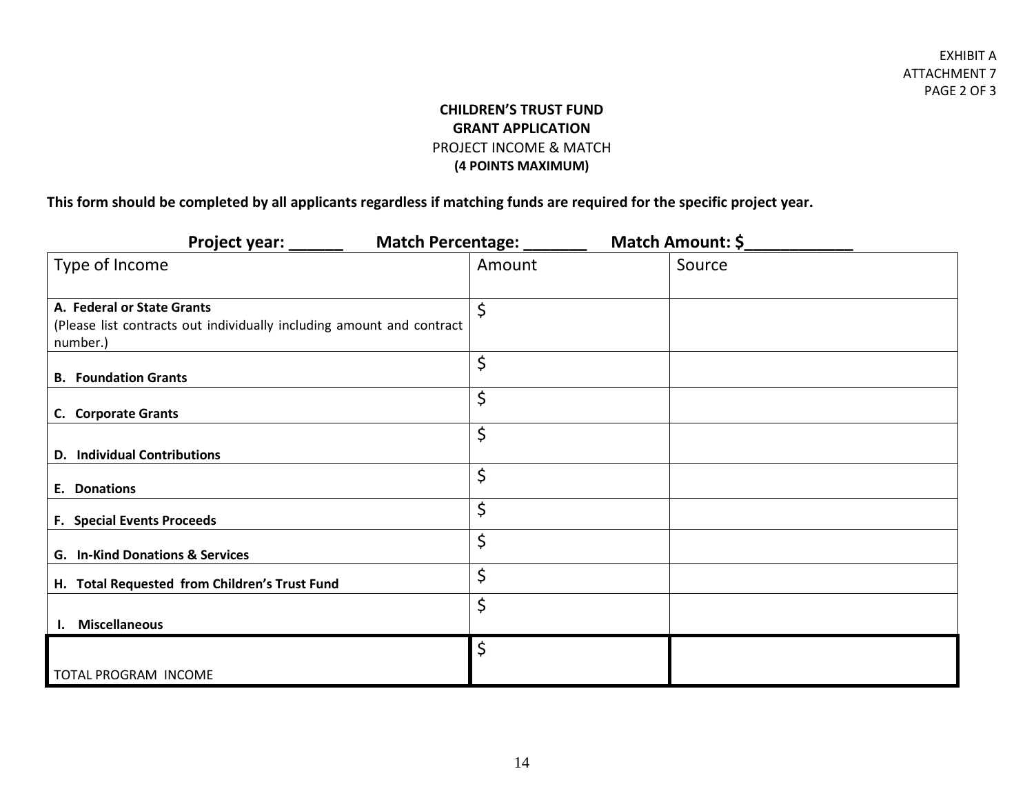EXHIBIT A
ATTACHMENT 7
PAGE 2 OF 3

**CHILDREN'S TRUST FUND**
**GRANT APPLICATION**
PROJECT INCOME & MATCH
**(4 POINTS MAXIMUM)**

**This form should be completed by all applicants regardless if matching funds are required for the specific project year.**

**Project year: ______ Match Percentage: _______ Match Amount: $____________**

| Type of Income | Amount | Source |
|---|---|---|
| **A. Federal or State Grants** (Please list contracts out individually including amount and contract number.) | $ | |
| **B. Foundation Grants** | $ | |
| **C. Corporate Grants** | $ | |
| **D. Individual Contributions** | $ | |
| **E. Donations** | $ | |
| **F. Special Events Proceeds** | $ | |
| **G. In-Kind Donations & Services** | $ | |
| **H. Total Requested from Children's Trust Fund** | $ | |
| **I. Miscellaneous** | $ | |
| TOTAL PROGRAM INCOME | $ | |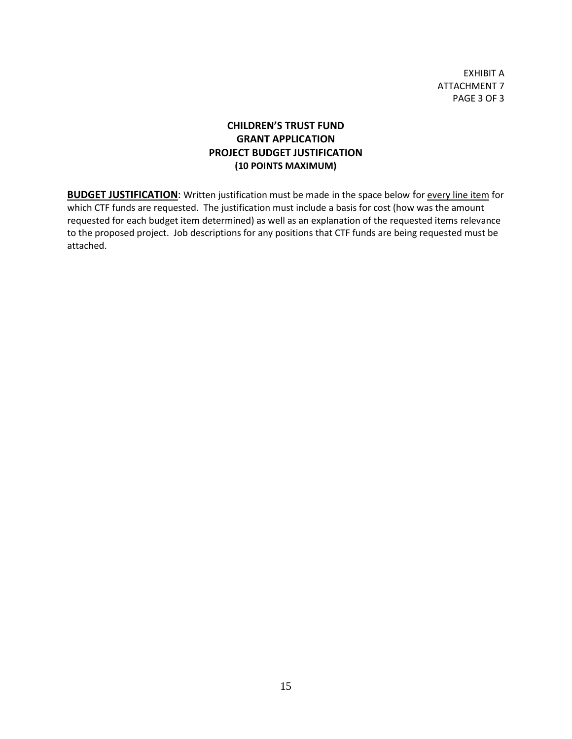EXHIBIT A
ATTACHMENT 7
PAGE 3 OF 3

**CHILDREN'S TRUST FUND**
**GRANT APPLICATION**
**PROJECT BUDGET JUSTIFICATION**
**(10 POINTS MAXIMUM)**

**BUDGET JUSTIFICATION**: Written justification must be made in the space below for every line item for which CTF funds are requested. The justification must include a basis for cost (how was the amount requested for each budget item determined) as well as an explanation of the requested items relevance to the proposed project. Job descriptions for any positions that CTF funds are being requested must be attached.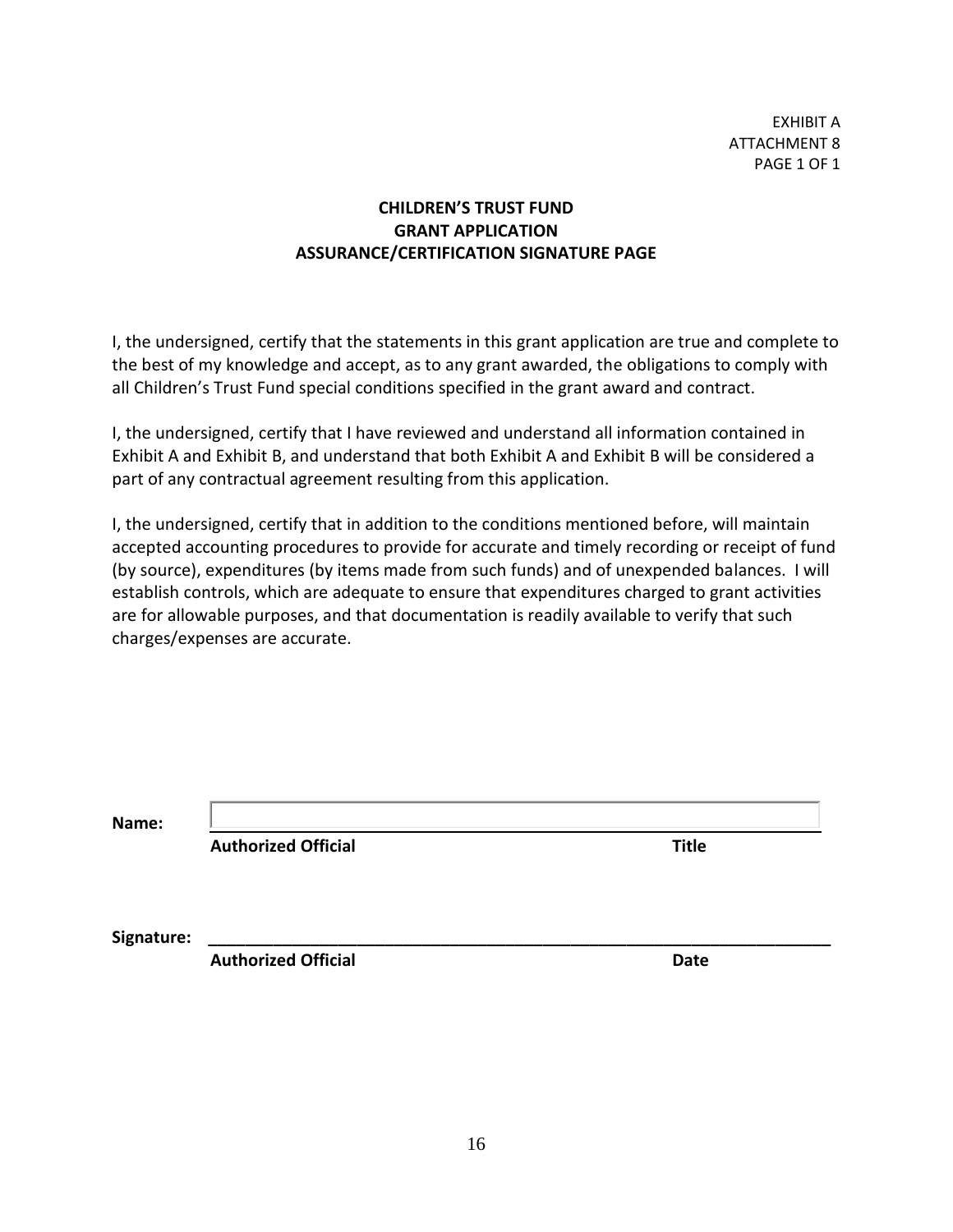EXHIBIT A
ATTACHMENT 8
PAGE 1 OF 1

**CHILDREN'S TRUST FUND**
**GRANT APPLICATION**
**ASSURANCE/CERTIFICATION SIGNATURE PAGE**

I, the undersigned, certify that the statements in this grant application are true and complete to the best of my knowledge and accept, as to any grant awarded, the obligations to comply with all Children's Trust Fund special conditions specified in the grant award and contract.

I, the undersigned, certify that I have reviewed and understand all information contained in Exhibit A and Exhibit B, and understand that both Exhibit A and Exhibit B will be considered a part of any contractual agreement resulting from this application.

I, the undersigned, certify that in addition to the conditions mentioned before, will maintain accepted accounting procedures to provide for accurate and timely recording or receipt of fund (by source), expenditures (by items made from such funds) and of unexpended balances. I will establish controls, which are adequate to ensure that expenditures charged to grant activities are for allowable purposes, and that documentation is readily available to verify that such charges/expenses are accurate.

**Name:** ______________________________________________

**Authorized Official** **Title**

**Signature:** ______________________________________________

**Authorized Official** **Date**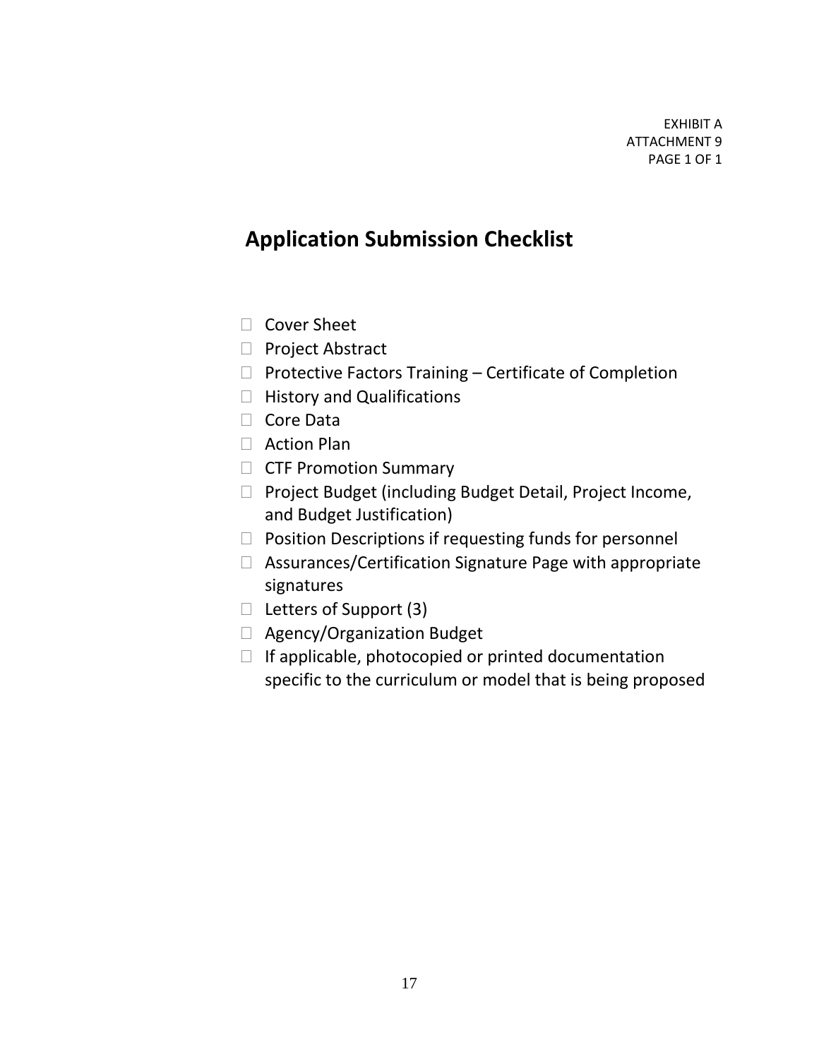EXHIBIT A
ATTACHMENT 9
PAGE 1 OF 1

# Application Submission Checklist

- ☐ Cover Sheet
- ☐ Project Abstract
- ☐ Protective Factors Training – Certificate of Completion
- ☐ History and Qualifications
- ☐ Core Data
- ☐ Action Plan
- ☐ CTF Promotion Summary
- ☐ Project Budget (including Budget Detail, Project Income, and Budget Justification)
- ☐ Position Descriptions if requesting funds for personnel
- ☐ Assurances/Certification Signature Page with appropriate signatures
- ☐ Letters of Support (3)
- ☐ Agency/Organization Budget
- ☐ If applicable, photocopied or printed documentation specific to the curriculum or model that is being proposed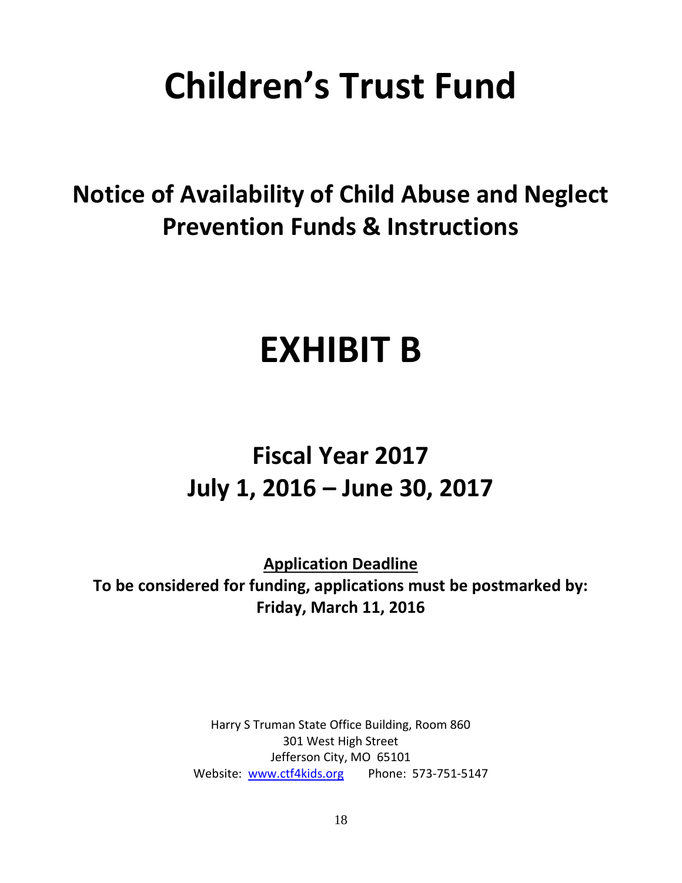# Children's Trust Fund

## Notice of Availability of Child Abuse and Neglect Prevention Funds & Instructions

# EXHIBIT B

## Fiscal Year 2017
## July 1, 2016 – June 30, 2017

**Application Deadline**

**To be considered for funding, applications must be postmarked by:**
**Friday, March 11, 2016**

Harry S Truman State Office Building, Room 860
301 West High Street
Jefferson City, MO 65101
Website: www.ctf4kids.org Phone: 573-751-5147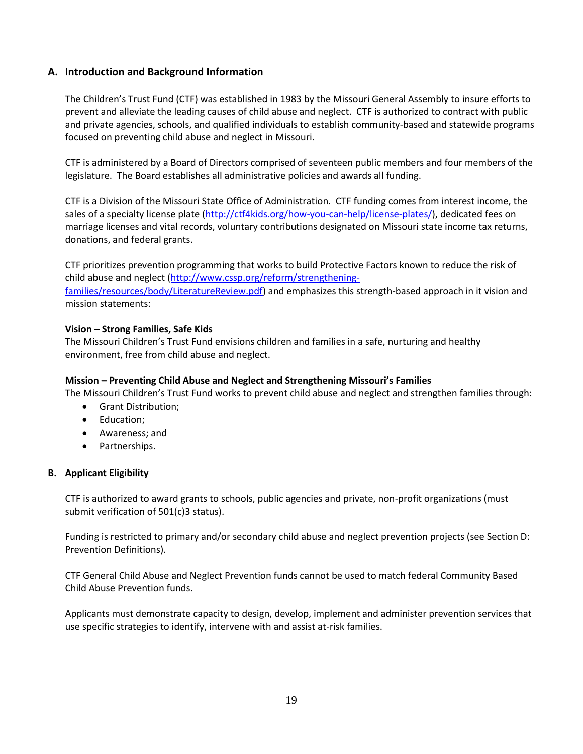## A. Introduction and Background Information

The Children's Trust Fund (CTF) was established in 1983 by the Missouri General Assembly to insure efforts to prevent and alleviate the leading causes of child abuse and neglect. CTF is authorized to contract with public and private agencies, schools, and qualified individuals to establish community-based and statewide programs focused on preventing child abuse and neglect in Missouri.

CTF is administered by a Board of Directors comprised of seventeen public members and four members of the legislature. The Board establishes all administrative policies and awards all funding.

CTF is a Division of the Missouri State Office of Administration. CTF funding comes from interest income, the sales of a specialty license plate (http://ctf4kids.org/how-you-can-help/license-plates/), dedicated fees on marriage licenses and vital records, voluntary contributions designated on Missouri state income tax returns, donations, and federal grants.

CTF prioritizes prevention programming that works to build Protective Factors known to reduce the risk of child abuse and neglect (http://www.cssp.org/reform/strengthening-families/resources/body/LiteratureReview.pdf) and emphasizes this strength-based approach in it vision and mission statements:

**Vision – Strong Families, Safe Kids**
The Missouri Children's Trust Fund envisions children and families in a safe, nurturing and healthy environment, free from child abuse and neglect.

**Mission – Preventing Child Abuse and Neglect and Strengthening Missouri's Families**
The Missouri Children's Trust Fund works to prevent child abuse and neglect and strengthen families through:

- Grant Distribution;
- Education;
- Awareness; and
- Partnerships.

## B. Applicant Eligibility

CTF is authorized to award grants to schools, public agencies and private, non-profit organizations (must submit verification of 501(c)3 status).

Funding is restricted to primary and/or secondary child abuse and neglect prevention projects (see Section D: Prevention Definitions).

CTF General Child Abuse and Neglect Prevention funds cannot be used to match federal Community Based Child Abuse Prevention funds.

Applicants must demonstrate capacity to design, develop, implement and administer prevention services that use specific strategies to identify, intervene with and assist at-risk families.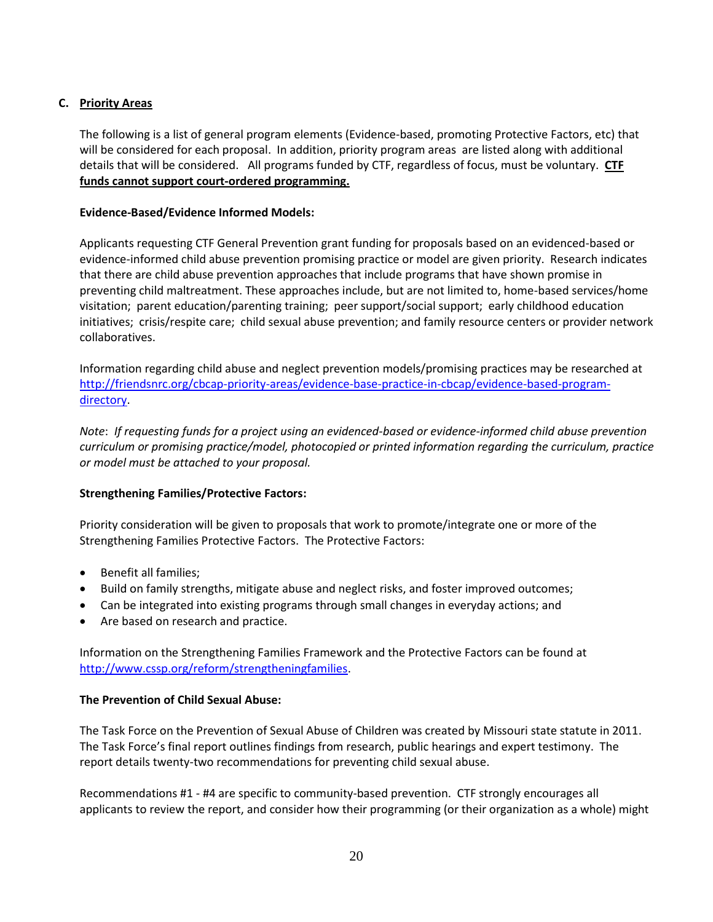## C. Priority Areas

The following is a list of general program elements (Evidence-based, promoting Protective Factors, etc) that will be considered for each proposal. In addition, priority program areas are listed along with additional details that will be considered. All programs funded by CTF, regardless of focus, must be voluntary. **CTF funds cannot support court-ordered programming.**

**Evidence-Based/Evidence Informed Models:**

Applicants requesting CTF General Prevention grant funding for proposals based on an evidenced-based or evidence-informed child abuse prevention promising practice or model are given priority. Research indicates that there are child abuse prevention approaches that include programs that have shown promise in preventing child maltreatment. These approaches include, but are not limited to, home-based services/home visitation; parent education/parenting training; peer support/social support; early childhood education initiatives; crisis/respite care; child sexual abuse prevention; and family resource centers or provider network collaboratives.

Information regarding child abuse and neglect prevention models/promising practices may be researched at http://friendsnrc.org/cbcap-priority-areas/evidence-base-practice-in-cbcap/evidence-based-program-directory.

*Note*: *If requesting funds for a project using an evidenced-based or evidence-informed child abuse prevention curriculum or promising practice/model, photocopied or printed information regarding the curriculum, practice or model must be attached to your proposal.*

**Strengthening Families/Protective Factors:**

Priority consideration will be given to proposals that work to promote/integrate one or more of the Strengthening Families Protective Factors. The Protective Factors:

- Benefit all families;
- Build on family strengths, mitigate abuse and neglect risks, and foster improved outcomes;
- Can be integrated into existing programs through small changes in everyday actions; and
- Are based on research and practice.

Information on the Strengthening Families Framework and the Protective Factors can be found at http://www.cssp.org/reform/strengtheningfamilies.

**The Prevention of Child Sexual Abuse:**

The Task Force on the Prevention of Sexual Abuse of Children was created by Missouri state statute in 2011. The Task Force's final report outlines findings from research, public hearings and expert testimony. The report details twenty-two recommendations for preventing child sexual abuse.

Recommendations #1 - #4 are specific to community-based prevention. CTF strongly encourages all applicants to review the report, and consider how their programming (or their organization as a whole) might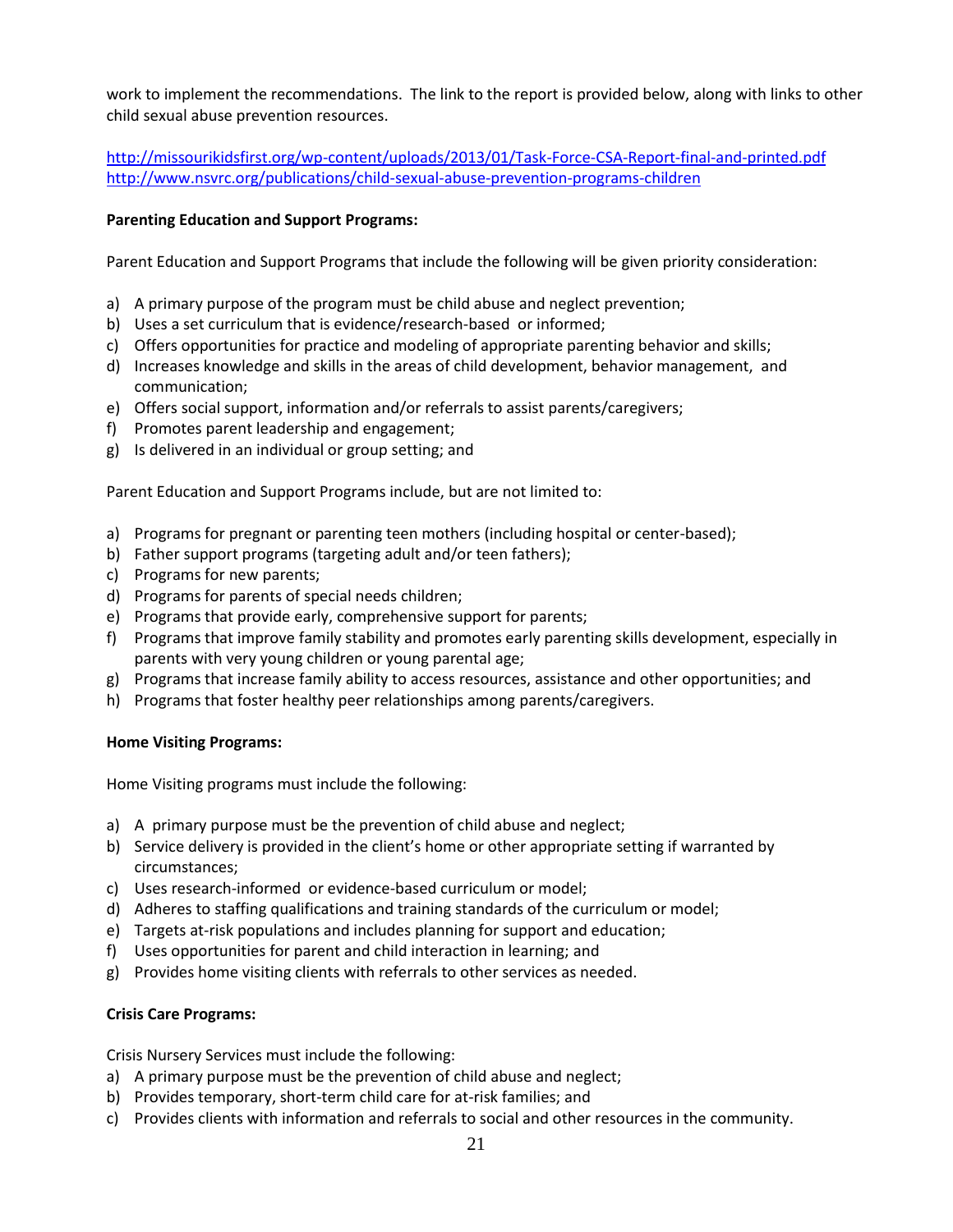work to implement the recommendations. The link to the report is provided below, along with links to other child sexual abuse prevention resources.

http://missourikidsfirst.org/wp-content/uploads/2013/01/Task-Force-CSA-Report-final-and-printed.pdf
http://www.nsvrc.org/publications/child-sexual-abuse-prevention-programs-children

**Parenting Education and Support Programs:**

Parent Education and Support Programs that include the following will be given priority consideration:

a) A primary purpose of the program must be child abuse and neglect prevention;
b) Uses a set curriculum that is evidence/research-based or informed;
c) Offers opportunities for practice and modeling of appropriate parenting behavior and skills;
d) Increases knowledge and skills in the areas of child development, behavior management, and communication;
e) Offers social support, information and/or referrals to assist parents/caregivers;
f) Promotes parent leadership and engagement;
g) Is delivered in an individual or group setting; and

Parent Education and Support Programs include, but are not limited to:

a) Programs for pregnant or parenting teen mothers (including hospital or center-based);
b) Father support programs (targeting adult and/or teen fathers);
c) Programs for new parents;
d) Programs for parents of special needs children;
e) Programs that provide early, comprehensive support for parents;
f) Programs that improve family stability and promotes early parenting skills development, especially in parents with very young children or young parental age;
g) Programs that increase family ability to access resources, assistance and other opportunities; and
h) Programs that foster healthy peer relationships among parents/caregivers.

**Home Visiting Programs:**

Home Visiting programs must include the following:

a) A primary purpose must be the prevention of child abuse and neglect;
b) Service delivery is provided in the client's home or other appropriate setting if warranted by circumstances;
c) Uses research-informed or evidence-based curriculum or model;
d) Adheres to staffing qualifications and training standards of the curriculum or model;
e) Targets at-risk populations and includes planning for support and education;
f) Uses opportunities for parent and child interaction in learning; and
g) Provides home visiting clients with referrals to other services as needed.

**Crisis Care Programs:**

Crisis Nursery Services must include the following:

a) A primary purpose must be the prevention of child abuse and neglect;
b) Provides temporary, short-term child care for at-risk families; and
c) Provides clients with information and referrals to social and other resources in the community.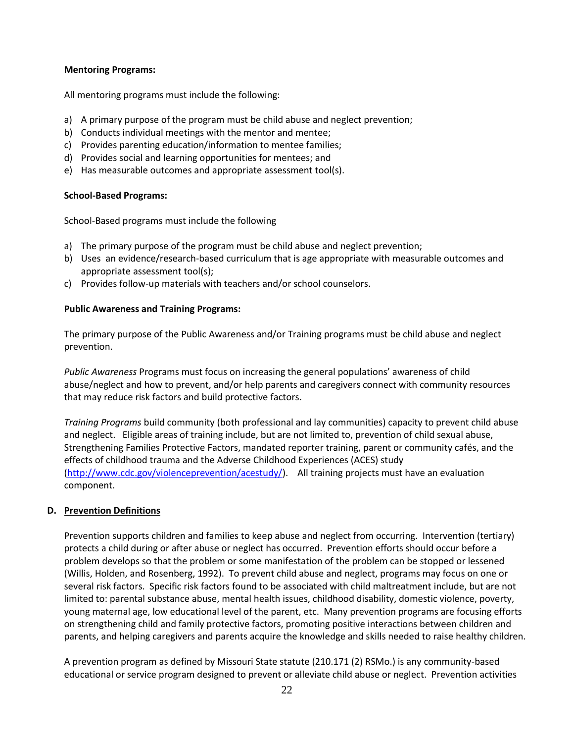**Mentoring Programs:**

All mentoring programs must include the following:

a) A primary purpose of the program must be child abuse and neglect prevention;
b) Conducts individual meetings with the mentor and mentee;
c) Provides parenting education/information to mentee families;
d) Provides social and learning opportunities for mentees; and
e) Has measurable outcomes and appropriate assessment tool(s).

**School-Based Programs:**

School-Based programs must include the following

a) The primary purpose of the program must be child abuse and neglect prevention;
b) Uses an evidence/research-based curriculum that is age appropriate with measurable outcomes and appropriate assessment tool(s);
c) Provides follow-up materials with teachers and/or school counselors.

**Public Awareness and Training Programs:**

The primary purpose of the Public Awareness and/or Training programs must be child abuse and neglect prevention.

*Public Awareness* Programs must focus on increasing the general populations' awareness of child abuse/neglect and how to prevent, and/or help parents and caregivers connect with community resources that may reduce risk factors and build protective factors.

*Training Programs* build community (both professional and lay communities) capacity to prevent child abuse and neglect. Eligible areas of training include, but are not limited to, prevention of child sexual abuse, Strengthening Families Protective Factors, mandated reporter training, parent or community cafés, and the effects of childhood trauma and the Adverse Childhood Experiences (ACES) study (http://www.cdc.gov/violenceprevention/acestudy/). All training projects must have an evaluation component.

## D. Prevention Definitions

Prevention supports children and families to keep abuse and neglect from occurring. Intervention (tertiary) protects a child during or after abuse or neglect has occurred. Prevention efforts should occur before a problem develops so that the problem or some manifestation of the problem can be stopped or lessened (Willis, Holden, and Rosenberg, 1992). To prevent child abuse and neglect, programs may focus on one or several risk factors. Specific risk factors found to be associated with child maltreatment include, but are not limited to: parental substance abuse, mental health issues, childhood disability, domestic violence, poverty, young maternal age, low educational level of the parent, etc. Many prevention programs are focusing efforts on strengthening child and family protective factors, promoting positive interactions between children and parents, and helping caregivers and parents acquire the knowledge and skills needed to raise healthy children.

A prevention program as defined by Missouri State statute (210.171 (2) RSMo.) is any community-based educational or service program designed to prevent or alleviate child abuse or neglect. Prevention activities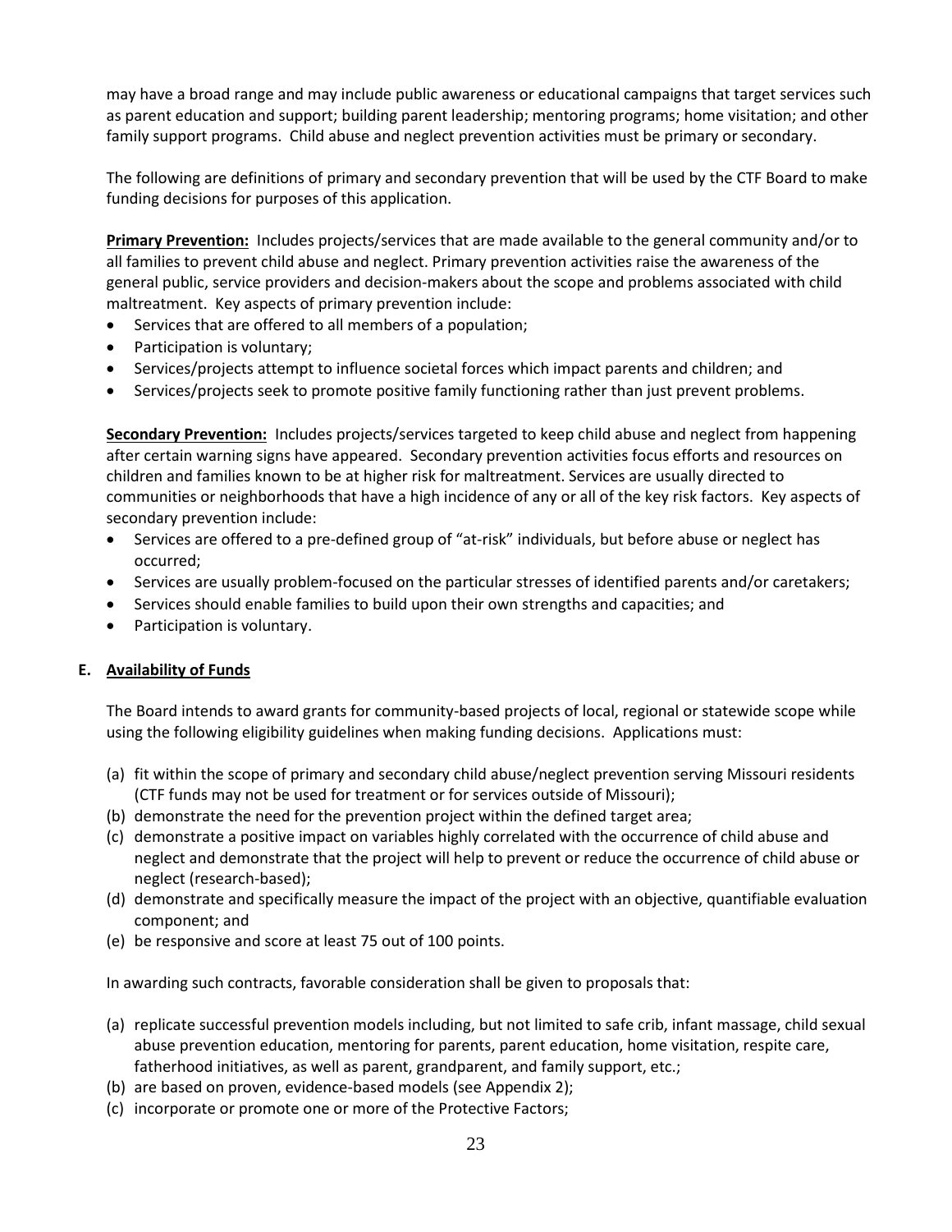may have a broad range and may include public awareness or educational campaigns that target services such as parent education and support; building parent leadership; mentoring programs; home visitation; and other family support programs. Child abuse and neglect prevention activities must be primary or secondary.

The following are definitions of primary and secondary prevention that will be used by the CTF Board to make funding decisions for purposes of this application.

**Primary Prevention:** Includes projects/services that are made available to the general community and/or to all families to prevent child abuse and neglect. Primary prevention activities raise the awareness of the general public, service providers and decision-makers about the scope and problems associated with child maltreatment. Key aspects of primary prevention include:

- Services that are offered to all members of a population;
- Participation is voluntary;
- Services/projects attempt to influence societal forces which impact parents and children; and
- Services/projects seek to promote positive family functioning rather than just prevent problems.

**Secondary Prevention:** Includes projects/services targeted to keep child abuse and neglect from happening after certain warning signs have appeared. Secondary prevention activities focus efforts and resources on children and families known to be at higher risk for maltreatment. Services are usually directed to communities or neighborhoods that have a high incidence of any or all of the key risk factors. Key aspects of secondary prevention include:

- Services are offered to a pre-defined group of "at-risk" individuals, but before abuse or neglect has occurred;
- Services are usually problem-focused on the particular stresses of identified parents and/or caretakers;
- Services should enable families to build upon their own strengths and capacities; and
- Participation is voluntary.

## E. Availability of Funds

The Board intends to award grants for community-based projects of local, regional or statewide scope while using the following eligibility guidelines when making funding decisions. Applications must:

(a) fit within the scope of primary and secondary child abuse/neglect prevention serving Missouri residents (CTF funds may not be used for treatment or for services outside of Missouri);
(b) demonstrate the need for the prevention project within the defined target area;
(c) demonstrate a positive impact on variables highly correlated with the occurrence of child abuse and neglect and demonstrate that the project will help to prevent or reduce the occurrence of child abuse or neglect (research-based);
(d) demonstrate and specifically measure the impact of the project with an objective, quantifiable evaluation component; and
(e) be responsive and score at least 75 out of 100 points.

In awarding such contracts, favorable consideration shall be given to proposals that:

(a) replicate successful prevention models including, but not limited to safe crib, infant massage, child sexual abuse prevention education, mentoring for parents, parent education, home visitation, respite care, fatherhood initiatives, as well as parent, grandparent, and family support, etc.;
(b) are based on proven, evidence-based models (see Appendix 2);
(c) incorporate or promote one or more of the Protective Factors;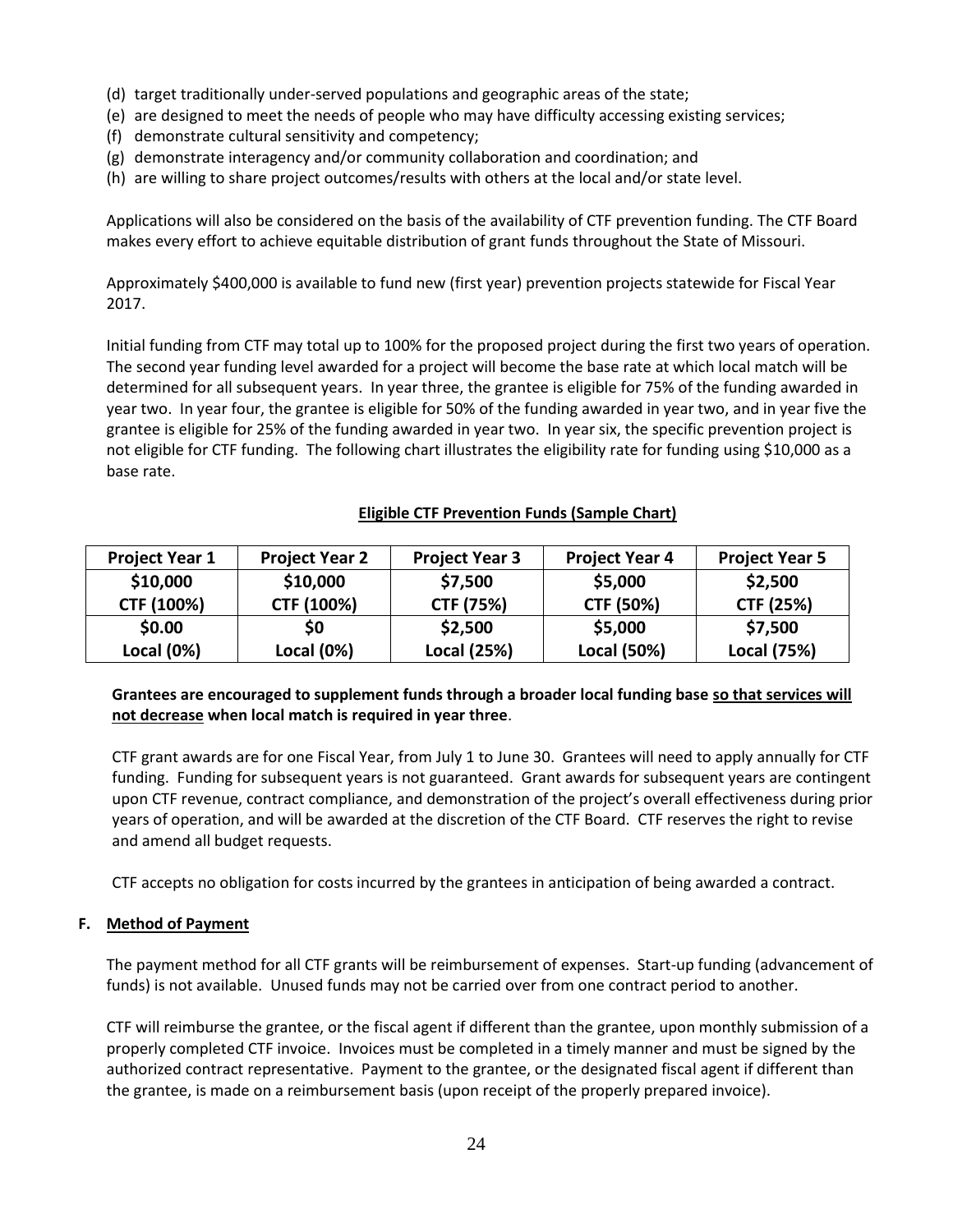(d) target traditionally under-served populations and geographic areas of the state;
(e) are designed to meet the needs of people who may have difficulty accessing existing services;
(f) demonstrate cultural sensitivity and competency;
(g) demonstrate interagency and/or community collaboration and coordination; and
(h) are willing to share project outcomes/results with others at the local and/or state level.

Applications will also be considered on the basis of the availability of CTF prevention funding. The CTF Board makes every effort to achieve equitable distribution of grant funds throughout the State of Missouri.

Approximately $400,000 is available to fund new (first year) prevention projects statewide for Fiscal Year 2017.

Initial funding from CTF may total up to 100% for the proposed project during the first two years of operation. The second year funding level awarded for a project will become the base rate at which local match will be determined for all subsequent years. In year three, the grantee is eligible for 75% of the funding awarded in year two. In year four, the grantee is eligible for 50% of the funding awarded in year two, and in year five the grantee is eligible for 25% of the funding awarded in year two. In year six, the specific prevention project is not eligible for CTF funding. The following chart illustrates the eligibility rate for funding using $10,000 as a base rate.

**Eligible CTF Prevention Funds (Sample Chart)**

| Project Year 1 | Project Year 2 | Project Year 3 | Project Year 4 | Project Year 5 |
|---|---|---|---|---|
| **$10,000 CTF (100%)** | **$10,000 CTF (100%)** | **$7,500 CTF (75%)** | **$5,000 CTF (50%)** | **$2,500 CTF (25%)** |
| **$0.00 Local (0%)** | **$0 Local (0%)** | **$2,500 Local (25%)** | **$5,000 Local (50%)** | **$7,500 Local (75%)** |

**Grantees are encouraged to supplement funds through a broader local funding base so that services will not decrease when local match is required in year three**.

CTF grant awards are for one Fiscal Year, from July 1 to June 30. Grantees will need to apply annually for CTF funding. Funding for subsequent years is not guaranteed. Grant awards for subsequent years are contingent upon CTF revenue, contract compliance, and demonstration of the project's overall effectiveness during prior years of operation, and will be awarded at the discretion of the CTF Board. CTF reserves the right to revise and amend all budget requests.

CTF accepts no obligation for costs incurred by the grantees in anticipation of being awarded a contract.

### F. Method of Payment

The payment method for all CTF grants will be reimbursement of expenses. Start-up funding (advancement of funds) is not available. Unused funds may not be carried over from one contract period to another.

CTF will reimburse the grantee, or the fiscal agent if different than the grantee, upon monthly submission of a properly completed CTF invoice. Invoices must be completed in a timely manner and must be signed by the authorized contract representative. Payment to the grantee, or the designated fiscal agent if different than the grantee, is made on a reimbursement basis (upon receipt of the properly prepared invoice).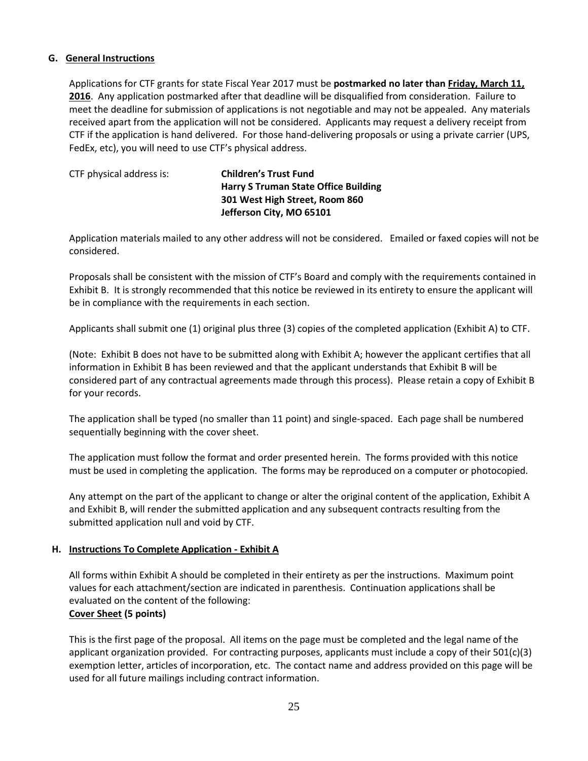### G. General Instructions

Applications for CTF grants for state Fiscal Year 2017 must be **postmarked no later than Friday, March 11, 2016**. Any application postmarked after that deadline will be disqualified from consideration. Failure to meet the deadline for submission of applications is not negotiable and may not be appealed. Any materials received apart from the application will not be considered. Applicants may request a delivery receipt from CTF if the application is hand delivered. For those hand-delivering proposals or using a private carrier (UPS, FedEx, etc), you will need to use CTF's physical address.

CTF physical address is:

**Children's Trust Fund**
**Harry S Truman State Office Building**
**301 West High Street, Room 860**
**Jefferson City, MO 65101**

Application materials mailed to any other address will not be considered. Emailed or faxed copies will not be considered.

Proposals shall be consistent with the mission of CTF's Board and comply with the requirements contained in Exhibit B. It is strongly recommended that this notice be reviewed in its entirety to ensure the applicant will be in compliance with the requirements in each section.

Applicants shall submit one (1) original plus three (3) copies of the completed application (Exhibit A) to CTF.

(Note: Exhibit B does not have to be submitted along with Exhibit A; however the applicant certifies that all information in Exhibit B has been reviewed and that the applicant understands that Exhibit B will be considered part of any contractual agreements made through this process). Please retain a copy of Exhibit B for your records.

The application shall be typed (no smaller than 11 point) and single-spaced. Each page shall be numbered sequentially beginning with the cover sheet.

The application must follow the format and order presented herein. The forms provided with this notice must be used in completing the application. The forms may be reproduced on a computer or photocopied.

Any attempt on the part of the applicant to change or alter the original content of the application, Exhibit A and Exhibit B, will render the submitted application and any subsequent contracts resulting from the submitted application null and void by CTF.

### H. Instructions To Complete Application - Exhibit A

All forms within Exhibit A should be completed in their entirety as per the instructions. Maximum point values for each attachment/section are indicated in parenthesis. Continuation applications shall be evaluated on the content of the following:

**Cover Sheet (5 points)**

This is the first page of the proposal. All items on the page must be completed and the legal name of the applicant organization provided. For contracting purposes, applicants must include a copy of their 501(c)(3) exemption letter, articles of incorporation, etc. The contact name and address provided on this page will be used for all future mailings including contract information.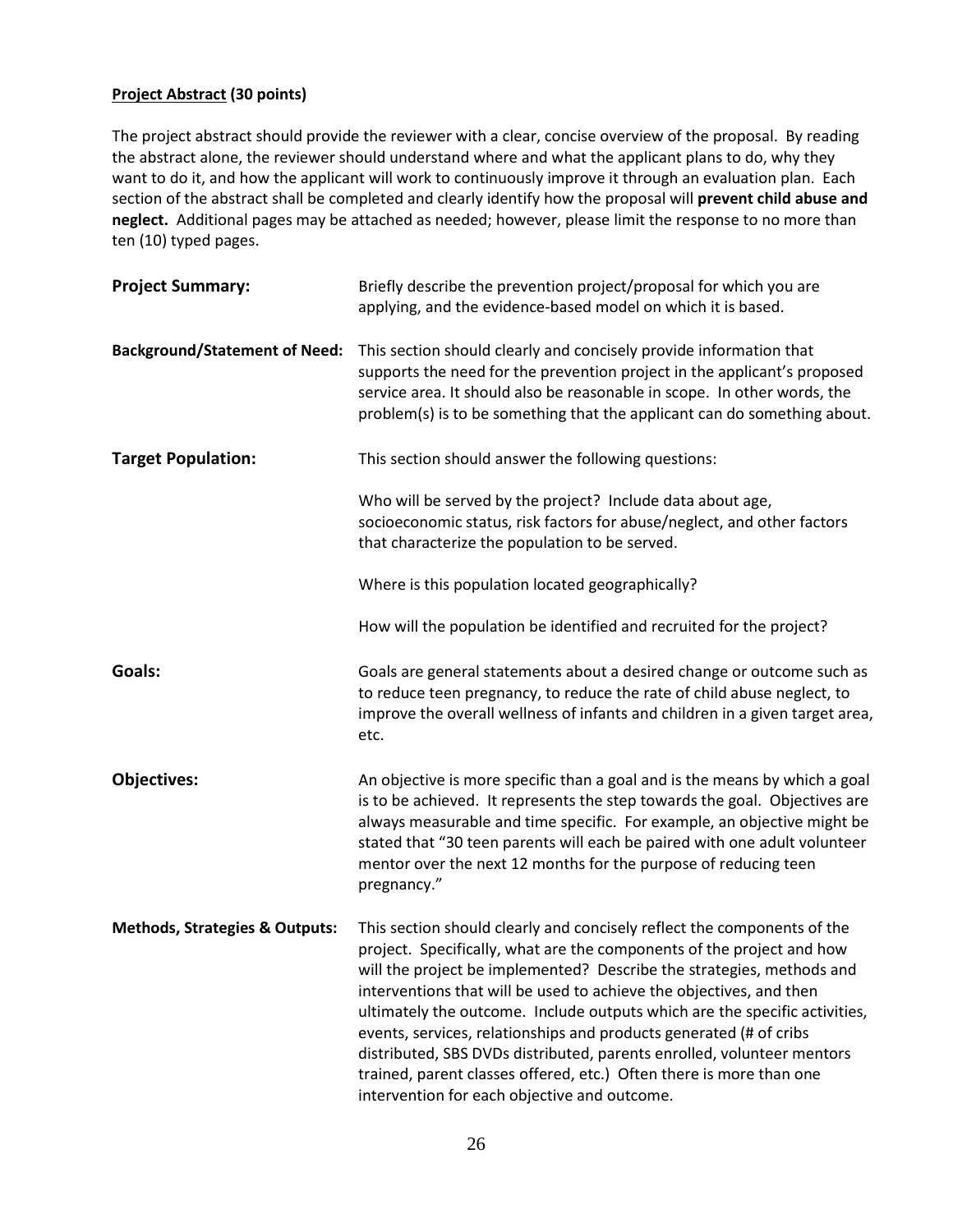## <u>Project Abstract</u> (30 points)

The project abstract should provide the reviewer with a clear, concise overview of the proposal. By reading the abstract alone, the reviewer should understand where and what the applicant plans to do, why they want to do it, and how the applicant will work to continuously improve it through an evaluation plan. Each section of the abstract shall be completed and clearly identify how the proposal will **prevent child abuse and neglect.** Additional pages may be attached as needed; however, please limit the response to no more than ten (10) typed pages.

**Project Summary:** Briefly describe the prevention project/proposal for which you are applying, and the evidence-based model on which it is based.

**Background/Statement of Need:** This section should clearly and concisely provide information that supports the need for the prevention project in the applicant's proposed service area. It should also be reasonable in scope. In other words, the problem(s) is to be something that the applicant can do something about.

**Target Population:** This section should answer the following questions:

Who will be served by the project? Include data about age, socioeconomic status, risk factors for abuse/neglect, and other factors that characterize the population to be served.

Where is this population located geographically?

How will the population be identified and recruited for the project?

**Goals:** Goals are general statements about a desired change or outcome such as to reduce teen pregnancy, to reduce the rate of child abuse neglect, to improve the overall wellness of infants and children in a given target area, etc.

**Objectives:** An objective is more specific than a goal and is the means by which a goal is to be achieved. It represents the step towards the goal. Objectives are always measurable and time specific. For example, an objective might be stated that "30 teen parents will each be paired with one adult volunteer mentor over the next 12 months for the purpose of reducing teen pregnancy."

**Methods, Strategies & Outputs:** This section should clearly and concisely reflect the components of the project. Specifically, what are the components of the project and how will the project be implemented? Describe the strategies, methods and interventions that will be used to achieve the objectives, and then ultimately the outcome. Include outputs which are the specific activities, events, services, relationships and products generated (# of cribs distributed, SBS DVDs distributed, parents enrolled, volunteer mentors trained, parent classes offered, etc.) Often there is more than one intervention for each objective and outcome.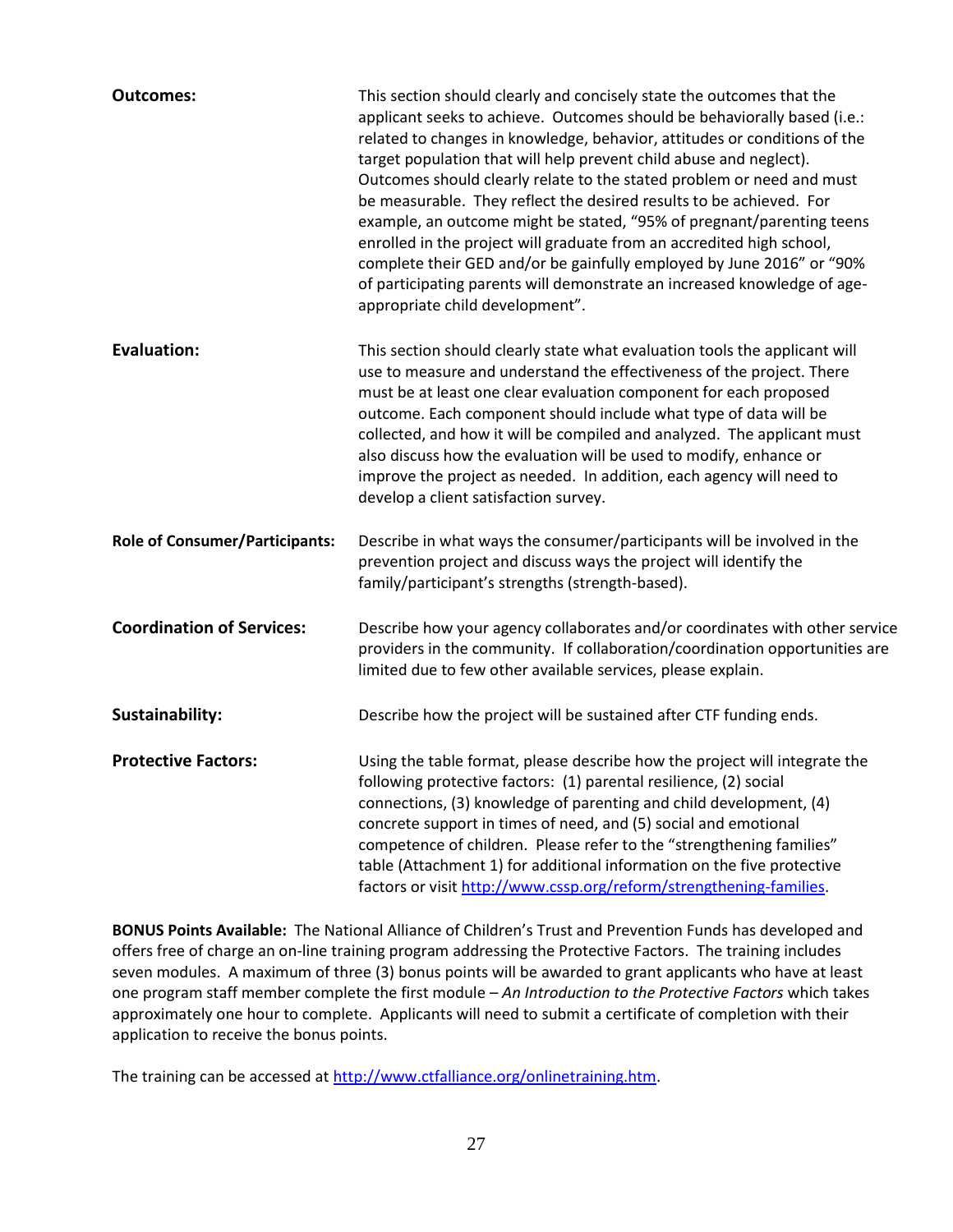**Outcomes:** This section should clearly and concisely state the outcomes that the applicant seeks to achieve. Outcomes should be behaviorally based (i.e.: related to changes in knowledge, behavior, attitudes or conditions of the target population that will help prevent child abuse and neglect). Outcomes should clearly relate to the stated problem or need and must be measurable. They reflect the desired results to be achieved. For example, an outcome might be stated, "95% of pregnant/parenting teens enrolled in the project will graduate from an accredited high school, complete their GED and/or be gainfully employed by June 2016" or "90% of participating parents will demonstrate an increased knowledge of age-appropriate child development".

**Evaluation:** This section should clearly state what evaluation tools the applicant will use to measure and understand the effectiveness of the project. There must be at least one clear evaluation component for each proposed outcome. Each component should include what type of data will be collected, and how it will be compiled and analyzed. The applicant must also discuss how the evaluation will be used to modify, enhance or improve the project as needed. In addition, each agency will need to develop a client satisfaction survey.

**Role of Consumer/Participants:** Describe in what ways the consumer/participants will be involved in the prevention project and discuss ways the project will identify the family/participant's strengths (strength-based).

**Coordination of Services:** Describe how your agency collaborates and/or coordinates with other service providers in the community. If collaboration/coordination opportunities are limited due to few other available services, please explain.

**Sustainability:** Describe how the project will be sustained after CTF funding ends.

**Protective Factors:** Using the table format, please describe how the project will integrate the following protective factors: (1) parental resilience, (2) social connections, (3) knowledge of parenting and child development, (4) concrete support in times of need, and (5) social and emotional competence of children. Please refer to the "strengthening families" table (Attachment 1) for additional information on the five protective factors or visit http://www.cssp.org/reform/strengthening-families.

**BONUS Points Available:** The National Alliance of Children's Trust and Prevention Funds has developed and offers free of charge an on-line training program addressing the Protective Factors. The training includes seven modules. A maximum of three (3) bonus points will be awarded to grant applicants who have at least one program staff member complete the first module – *An Introduction to the Protective Factors* which takes approximately one hour to complete. Applicants will need to submit a certificate of completion with their application to receive the bonus points.

The training can be accessed at http://www.ctfalliance.org/onlinetraining.htm.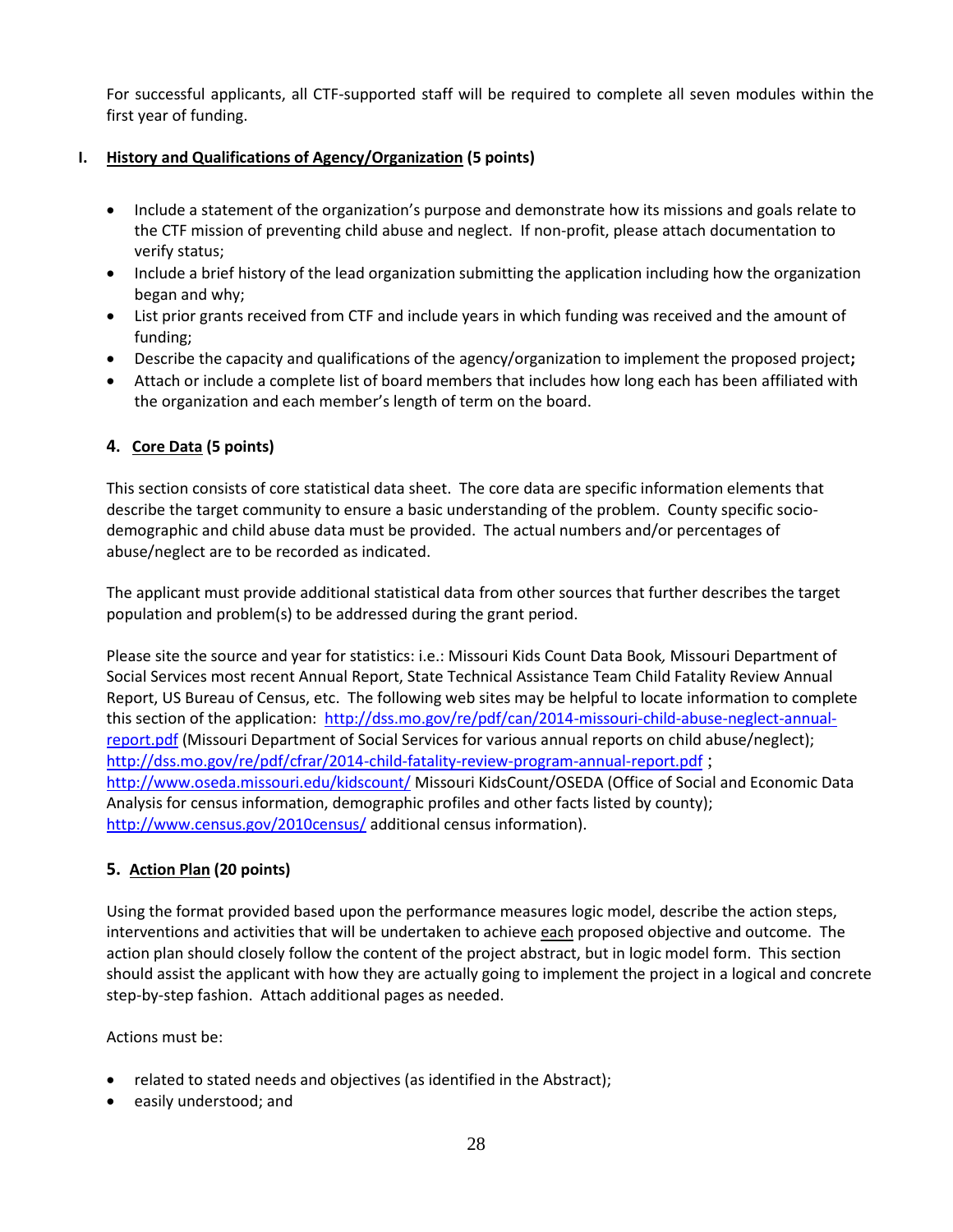For successful applicants, all CTF-supported staff will be required to complete all seven modules within the first year of funding.

### I. History and Qualifications of Agency/Organization (5 points)

- Include a statement of the organization's purpose and demonstrate how its missions and goals relate to the CTF mission of preventing child abuse and neglect. If non-profit, please attach documentation to verify status;
- Include a brief history of the lead organization submitting the application including how the organization began and why;
- List prior grants received from CTF and include years in which funding was received and the amount of funding;
- Describe the capacity and qualifications of the agency/organization to implement the proposed project**;**
- Attach or include a complete list of board members that includes how long each has been affiliated with the organization and each member's length of term on the board.

### 4. Core Data (5 points)

This section consists of core statistical data sheet. The core data are specific information elements that describe the target community to ensure a basic understanding of the problem. County specific socio-demographic and child abuse data must be provided. The actual numbers and/or percentages of abuse/neglect are to be recorded as indicated.

The applicant must provide additional statistical data from other sources that further describes the target population and problem(s) to be addressed during the grant period.

Please site the source and year for statistics: i.e.: Missouri Kids Count Data Book*,* Missouri Department of Social Services most recent Annual Report, State Technical Assistance Team Child Fatality Review Annual Report, US Bureau of Census, etc. The following web sites may be helpful to locate information to complete this section of the application: http://dss.mo.gov/re/pdf/can/2014-missouri-child-abuse-neglect-annual-report.pdf (Missouri Department of Social Services for various annual reports on child abuse/neglect); http://dss.mo.gov/re/pdf/cfrar/2014-child-fatality-review-program-annual-report.pdf ; http://www.oseda.missouri.edu/kidscount/ Missouri KidsCount/OSEDA (Office of Social and Economic Data Analysis for census information, demographic profiles and other facts listed by county); http://www.census.gov/2010census/ additional census information).

### 5. Action Plan (20 points)

Using the format provided based upon the performance measures logic model, describe the action steps, interventions and activities that will be undertaken to achieve each proposed objective and outcome. The action plan should closely follow the content of the project abstract, but in logic model form. This section should assist the applicant with how they are actually going to implement the project in a logical and concrete step-by-step fashion. Attach additional pages as needed.

Actions must be:

- related to stated needs and objectives (as identified in the Abstract);
- easily understood; and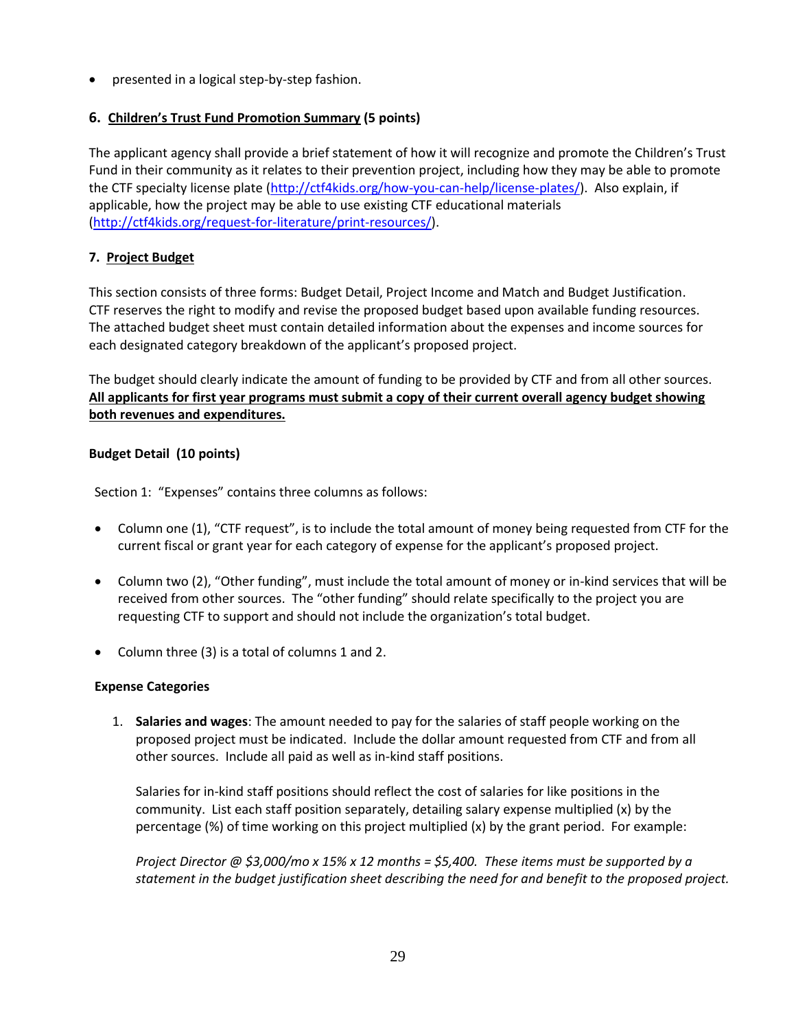- presented in a logical step-by-step fashion.

### 6. Children's Trust Fund Promotion Summary (5 points)

The applicant agency shall provide a brief statement of how it will recognize and promote the Children's Trust Fund in their community as it relates to their prevention project, including how they may be able to promote the CTF specialty license plate (http://ctf4kids.org/how-you-can-help/license-plates/). Also explain, if applicable, how the project may be able to use existing CTF educational materials (http://ctf4kids.org/request-for-literature/print-resources/).

### 7. Project Budget

This section consists of three forms: Budget Detail, Project Income and Match and Budget Justification. CTF reserves the right to modify and revise the proposed budget based upon available funding resources. The attached budget sheet must contain detailed information about the expenses and income sources for each designated category breakdown of the applicant's proposed project.

The budget should clearly indicate the amount of funding to be provided by CTF and from all other sources. **All applicants for first year programs must submit a copy of their current overall agency budget showing both revenues and expenditures.**

**Budget Detail (10 points)**

Section 1: "Expenses" contains three columns as follows:

- Column one (1), "CTF request", is to include the total amount of money being requested from CTF for the current fiscal or grant year for each category of expense for the applicant's proposed project.
- Column two (2), "Other funding", must include the total amount of money or in-kind services that will be received from other sources. The "other funding" should relate specifically to the project you are requesting CTF to support and should not include the organization's total budget.
- Column three (3) is a total of columns 1 and 2.

**Expense Categories**

1. **Salaries and wages**: The amount needed to pay for the salaries of staff people working on the proposed project must be indicated. Include the dollar amount requested from CTF and from all other sources. Include all paid as well as in-kind staff positions.

   Salaries for in-kind staff positions should reflect the cost of salaries for like positions in the community. List each staff position separately, detailing salary expense multiplied (x) by the percentage (%) of time working on this project multiplied (x) by the grant period. For example:

   *Project Director @ $3,000/mo x 15% x 12 months = $5,400. These items must be supported by a statement in the budget justification sheet describing the need for and benefit to the proposed project.*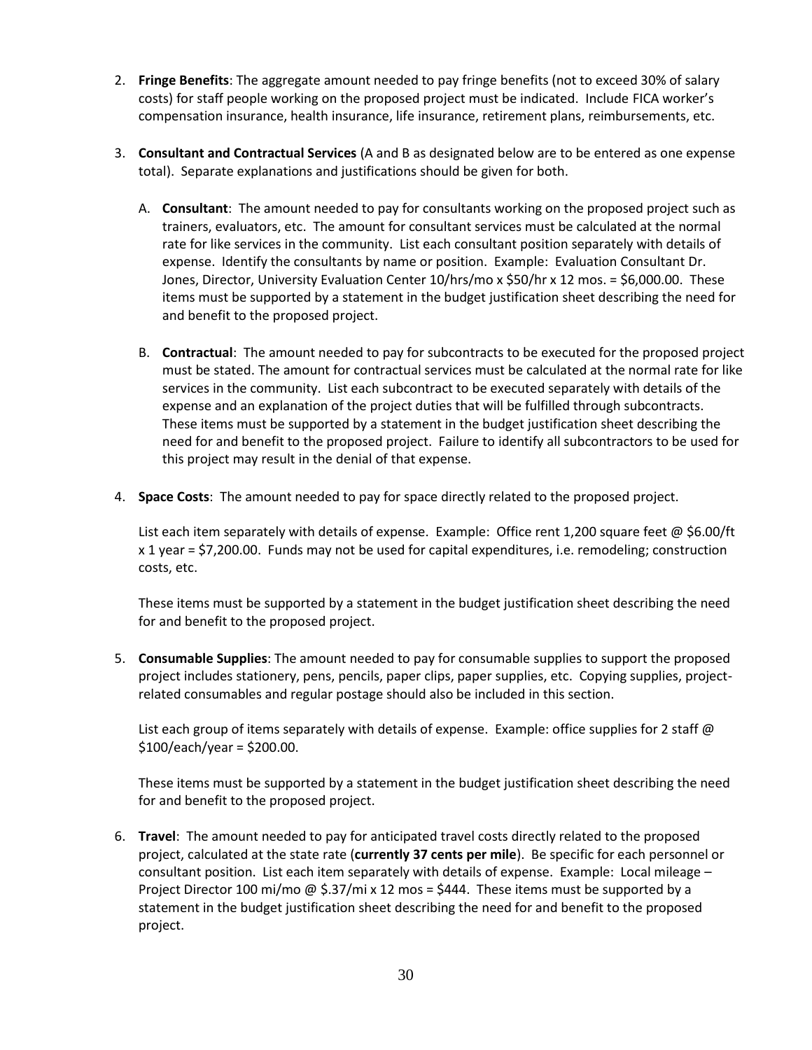2. **Fringe Benefits**: The aggregate amount needed to pay fringe benefits (not to exceed 30% of salary costs) for staff people working on the proposed project must be indicated. Include FICA worker's compensation insurance, health insurance, life insurance, retirement plans, reimbursements, etc.

3. **Consultant and Contractual Services** (A and B as designated below are to be entered as one expense total). Separate explanations and justifications should be given for both.

   A. **Consultant**: The amount needed to pay for consultants working on the proposed project such as trainers, evaluators, etc. The amount for consultant services must be calculated at the normal rate for like services in the community. List each consultant position separately with details of expense. Identify the consultants by name or position. Example: Evaluation Consultant Dr. Jones, Director, University Evaluation Center 10/hrs/mo x $50/hr x 12 mos. = $6,000.00. These items must be supported by a statement in the budget justification sheet describing the need for and benefit to the proposed project.

   B. **Contractual**: The amount needed to pay for subcontracts to be executed for the proposed project must be stated. The amount for contractual services must be calculated at the normal rate for like services in the community. List each subcontract to be executed separately with details of the expense and an explanation of the project duties that will be fulfilled through subcontracts. These items must be supported by a statement in the budget justification sheet describing the need for and benefit to the proposed project. Failure to identify all subcontractors to be used for this project may result in the denial of that expense.

4. **Space Costs**: The amount needed to pay for space directly related to the proposed project.

   List each item separately with details of expense. Example: Office rent 1,200 square feet @ $6.00/ft x 1 year = $7,200.00. Funds may not be used for capital expenditures, i.e. remodeling; construction costs, etc.

   These items must be supported by a statement in the budget justification sheet describing the need for and benefit to the proposed project.

5. **Consumable Supplies**: The amount needed to pay for consumable supplies to support the proposed project includes stationery, pens, pencils, paper clips, paper supplies, etc. Copying supplies, project-related consumables and regular postage should also be included in this section.

   List each group of items separately with details of expense. Example: office supplies for 2 staff @ $100/each/year = $200.00.

   These items must be supported by a statement in the budget justification sheet describing the need for and benefit to the proposed project.

6. **Travel**: The amount needed to pay for anticipated travel costs directly related to the proposed project, calculated at the state rate (**currently 37 cents per mile**). Be specific for each personnel or consultant position. List each item separately with details of expense. Example: Local mileage – Project Director 100 mi/mo @ $.37/mi x 12 mos = $444. These items must be supported by a statement in the budget justification sheet describing the need for and benefit to the proposed project.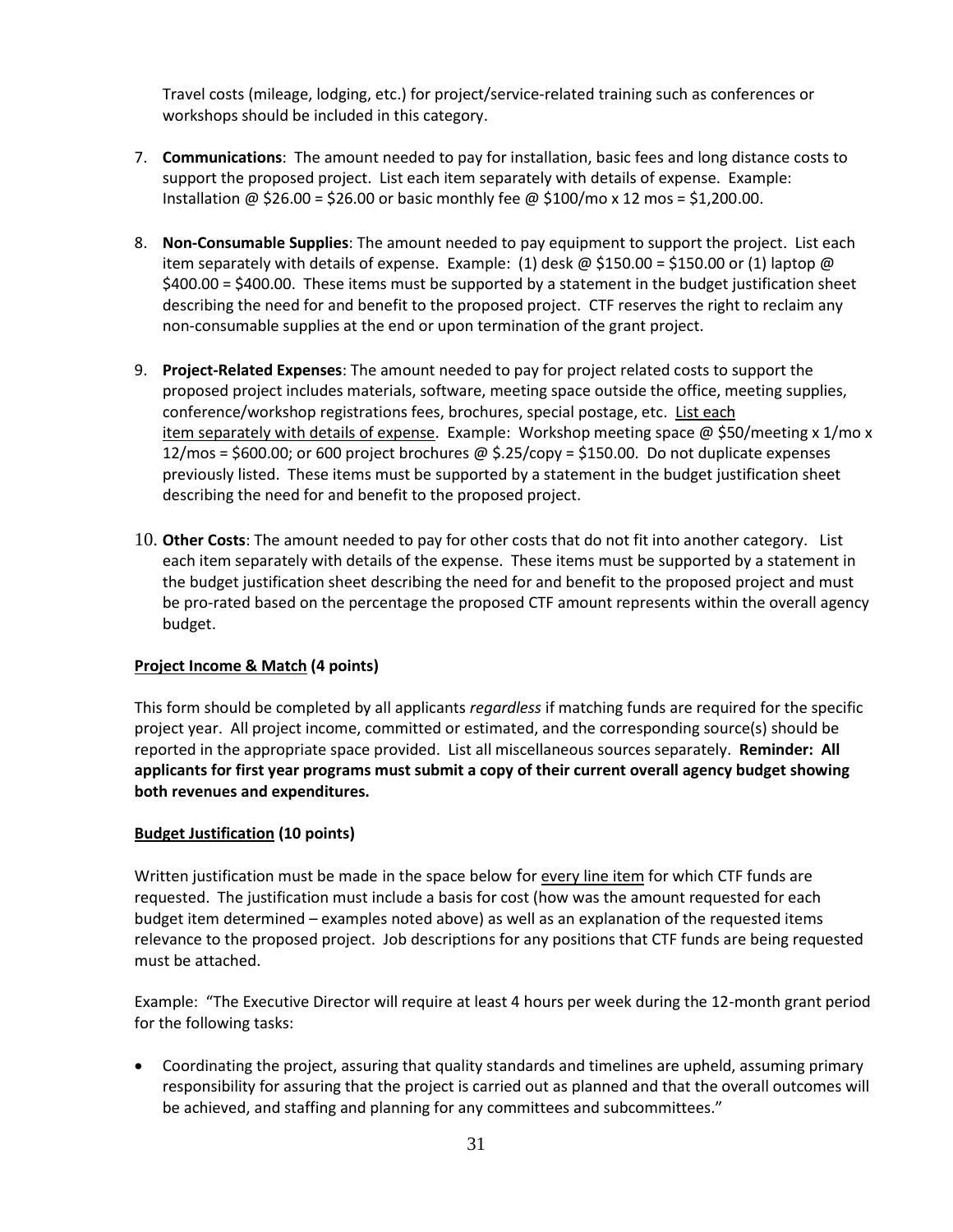Travel costs (mileage, lodging, etc.) for project/service-related training such as conferences or workshops should be included in this category.

7. **Communications**: The amount needed to pay for installation, basic fees and long distance costs to support the proposed project. List each item separately with details of expense. Example: Installation @ $26.00 = $26.00 or basic monthly fee @ $100/mo x 12 mos = $1,200.00.

8. **Non-Consumable Supplies**: The amount needed to pay equipment to support the project. List each item separately with details of expense. Example: (1) desk @ $150.00 = $150.00 or (1) laptop @ $400.00 = $400.00. These items must be supported by a statement in the budget justification sheet describing the need for and benefit to the proposed project. CTF reserves the right to reclaim any non-consumable supplies at the end or upon termination of the grant project.

9. **Project-Related Expenses**: The amount needed to pay for project related costs to support the proposed project includes materials, software, meeting space outside the office, meeting supplies, conference/workshop registrations fees, brochures, special postage, etc. List each item separately with details of expense. Example: Workshop meeting space @ $50/meeting x 1/mo x 12/mos = $600.00; or 600 project brochures @ $.25/copy = $150.00. Do not duplicate expenses previously listed. These items must be supported by a statement in the budget justification sheet describing the need for and benefit to the proposed project.

10. **Other Costs**: The amount needed to pay for other costs that do not fit into another category. List each item separately with details of the expense. These items must be supported by a statement in the budget justification sheet describing the need for and benefit to the proposed project and must be pro-rated based on the percentage the proposed CTF amount represents within the overall agency budget.

**Project Income & Match (4 points)**

This form should be completed by all applicants *regardless* if matching funds are required for the specific project year. All project income, committed or estimated, and the corresponding source(s) should be reported in the appropriate space provided. List all miscellaneous sources separately. **Reminder: All applicants for first year programs must submit a copy of their current overall agency budget showing both revenues and expenditures.**

**Budget Justification (10 points)**

Written justification must be made in the space below for every line item for which CTF funds are requested. The justification must include a basis for cost (how was the amount requested for each budget item determined – examples noted above) as well as an explanation of the requested items relevance to the proposed project. Job descriptions for any positions that CTF funds are being requested must be attached.

Example: "The Executive Director will require at least 4 hours per week during the 12-month grant period for the following tasks:

- Coordinating the project, assuring that quality standards and timelines are upheld, assuming primary responsibility for assuring that the project is carried out as planned and that the overall outcomes will be achieved, and staffing and planning for any committees and subcommittees."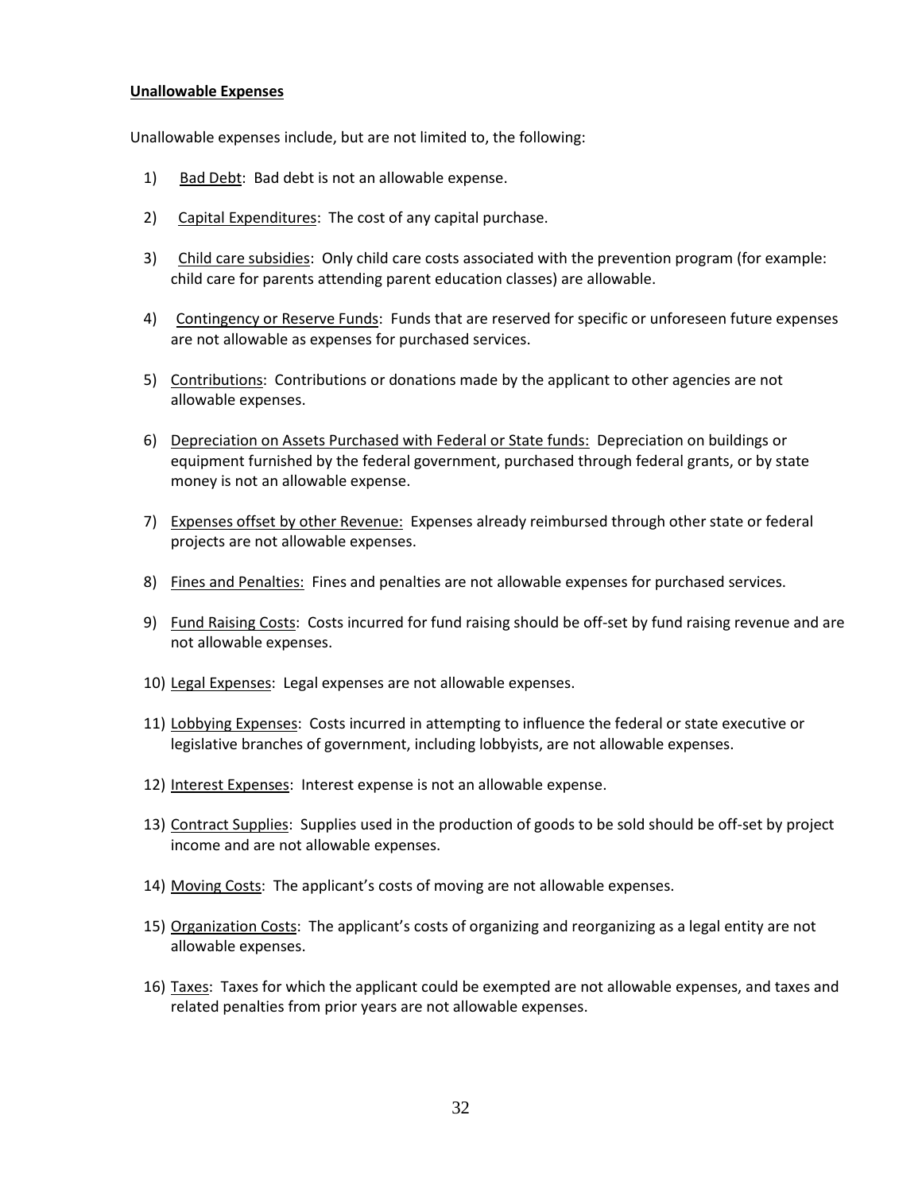**Unallowable Expenses**

Unallowable expenses include, but are not limited to, the following:

1) Bad Debt: Bad debt is not an allowable expense.

2) Capital Expenditures: The cost of any capital purchase.

3) Child care subsidies: Only child care costs associated with the prevention program (for example: child care for parents attending parent education classes) are allowable.

4) Contingency or Reserve Funds: Funds that are reserved for specific or unforeseen future expenses are not allowable as expenses for purchased services.

5) Contributions: Contributions or donations made by the applicant to other agencies are not allowable expenses.

6) Depreciation on Assets Purchased with Federal or State funds: Depreciation on buildings or equipment furnished by the federal government, purchased through federal grants, or by state money is not an allowable expense.

7) Expenses offset by other Revenue: Expenses already reimbursed through other state or federal projects are not allowable expenses.

8) Fines and Penalties: Fines and penalties are not allowable expenses for purchased services.

9) Fund Raising Costs: Costs incurred for fund raising should be off-set by fund raising revenue and are not allowable expenses.

10) Legal Expenses: Legal expenses are not allowable expenses.

11) Lobbying Expenses: Costs incurred in attempting to influence the federal or state executive or legislative branches of government, including lobbyists, are not allowable expenses.

12) Interest Expenses: Interest expense is not an allowable expense.

13) Contract Supplies: Supplies used in the production of goods to be sold should be off-set by project income and are not allowable expenses.

14) Moving Costs: The applicant's costs of moving are not allowable expenses.

15) Organization Costs: The applicant's costs of organizing and reorganizing as a legal entity are not allowable expenses.

16) Taxes: Taxes for which the applicant could be exempted are not allowable expenses, and taxes and related penalties from prior years are not allowable expenses.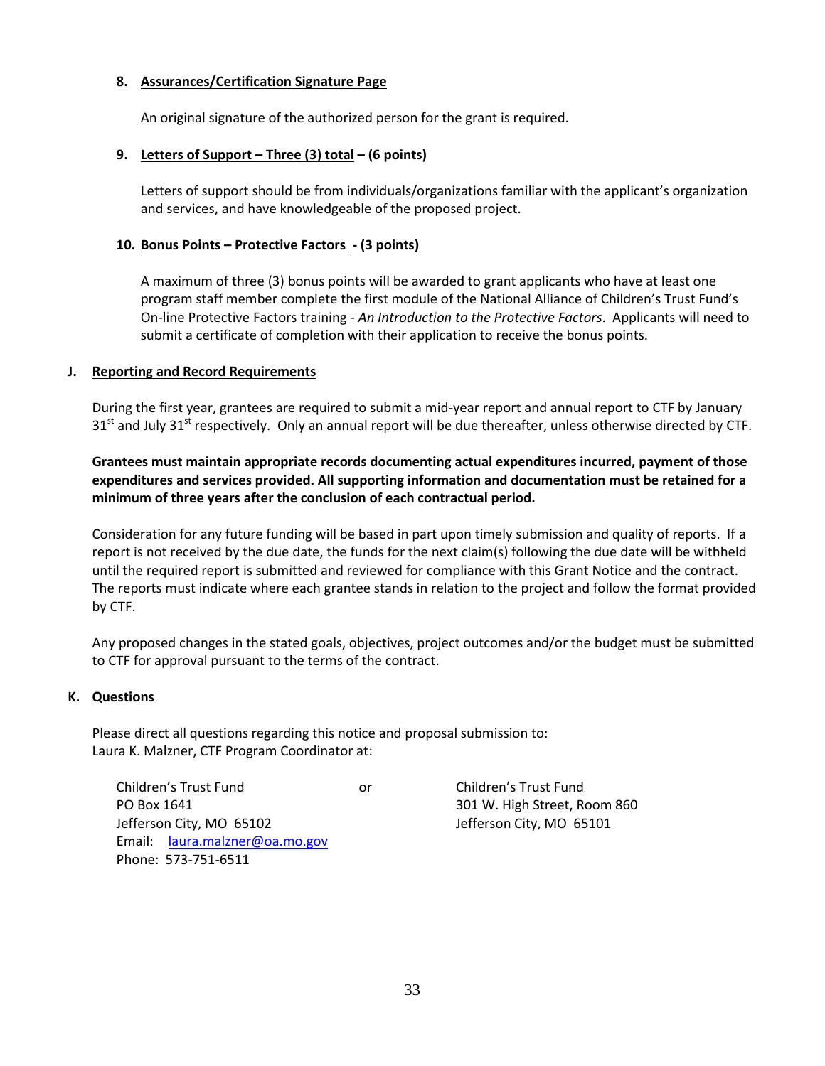8. **Assurances/Certification Signature Page**

   An original signature of the authorized person for the grant is required.

9. **Letters of Support – Three (3) total – (6 points)**

   Letters of support should be from individuals/organizations familiar with the applicant's organization and services, and have knowledgeable of the proposed project.

10. **Bonus Points – Protective Factors - (3 points)**

    A maximum of three (3) bonus points will be awarded to grant applicants who have at least one program staff member complete the first module of the National Alliance of Children's Trust Fund's On-line Protective Factors training - *An Introduction to the Protective Factors*. Applicants will need to submit a certificate of completion with their application to receive the bonus points.

## J. Reporting and Record Requirements

During the first year, grantees are required to submit a mid-year report and annual report to CTF by January 31st and July 31st respectively. Only an annual report will be due thereafter, unless otherwise directed by CTF.

**Grantees must maintain appropriate records documenting actual expenditures incurred, payment of those expenditures and services provided. All supporting information and documentation must be retained for a minimum of three years after the conclusion of each contractual period.**

Consideration for any future funding will be based in part upon timely submission and quality of reports. If a report is not received by the due date, the funds for the next claim(s) following the due date will be withheld until the required report is submitted and reviewed for compliance with this Grant Notice and the contract. The reports must indicate where each grantee stands in relation to the project and follow the format provided by CTF.

Any proposed changes in the stated goals, objectives, project outcomes and/or the budget must be submitted to CTF for approval pursuant to the terms of the contract.

## K. Questions

Please direct all questions regarding this notice and proposal submission to:
Laura K. Malzner, CTF Program Coordinator at:

Children's Trust Fund
PO Box 1641
Jefferson City, MO 65102
Email: laura.malzner@oa.mo.gov
Phone: 573-751-6511

or

Children's Trust Fund
301 W. High Street, Room 860
Jefferson City, MO 65101